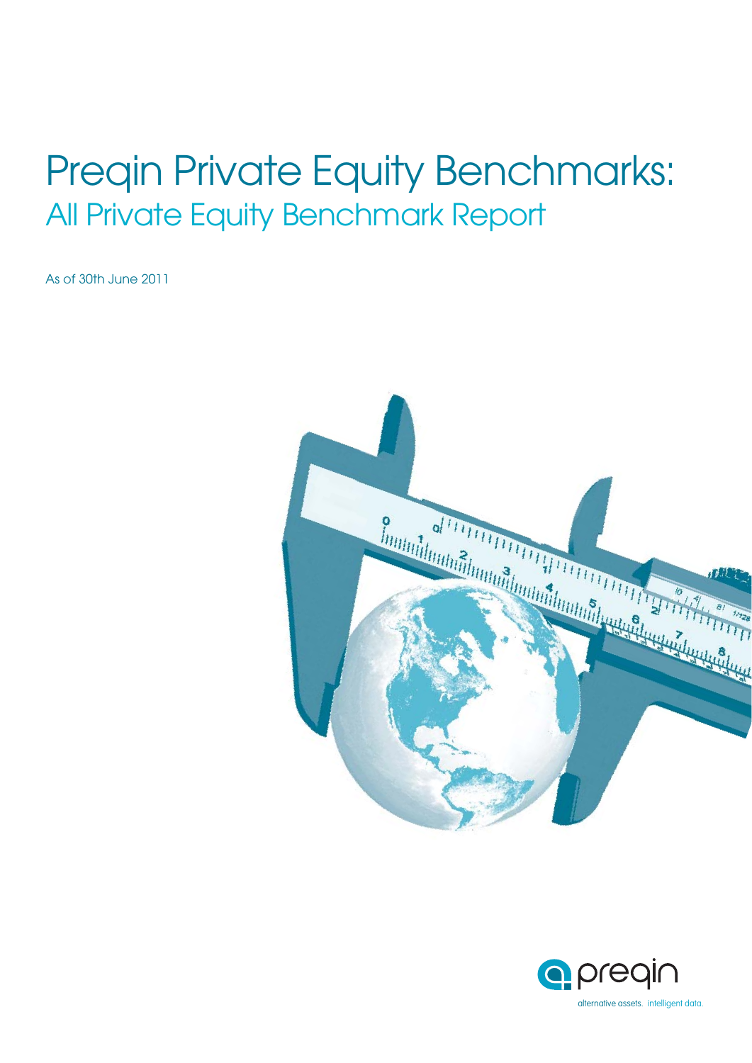# Preqin Private Equity Benchmarks:

## All Private Equity Benchmark Report

As of 30th June 2011

preqin

alternative assets. intelligent data.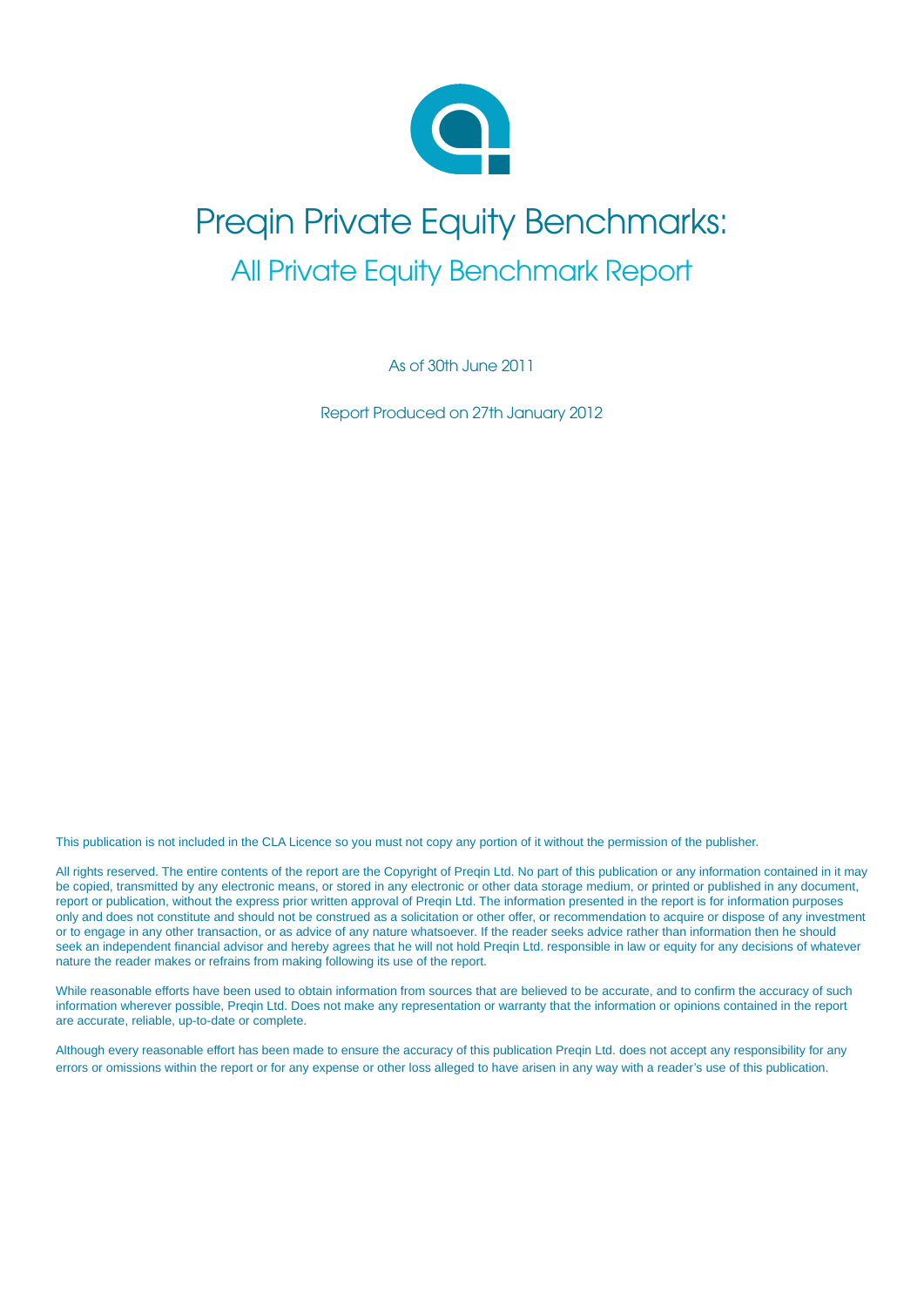# Preqin Private Equity Benchmarks:

## All Private Equity Benchmark Report

As of 30th June 2011

Report Produced on 27th January 2012

This publication is not included in the CLA Licence so you must not copy any portion of it without the permission of the publisher.

All rights reserved. The entire contents of the report are the Copyright of Preqin Ltd. No part of this publication or any information contained in it may be copied, transmitted by any electronic means, or stored in any electronic or other data storage medium, or printed or published in any document, report or publication, without the express prior written approval of Preqin Ltd. The information presented in the report is for information purposes only and does not constitute and should not be construed as a solicitation or other offer, or recommendation to acquire or dispose of any investment or to engage in any other transaction, or as advice of any nature whatsoever. If the reader seeks advice rather than information then he should seek an independent financial advisor and hereby agrees that he will not hold Preqin Ltd. responsible in law or equity for any decisions of whatever nature the reader makes or refrains from making following its use of the report.

While reasonable efforts have been used to obtain information from sources that are believed to be accurate, and to confirm the accuracy of such information wherever possible, Preqin Ltd. Does not make any representation or warranty that the information or opinions contained in the report are accurate, reliable, up-to-date or complete.

Although every reasonable effort has been made to ensure the accuracy of this publication Preqin Ltd. does not accept any responsibility for any errors or omissions within the report or for any expense or other loss alleged to have arisen in any way with a reader's use of this publication.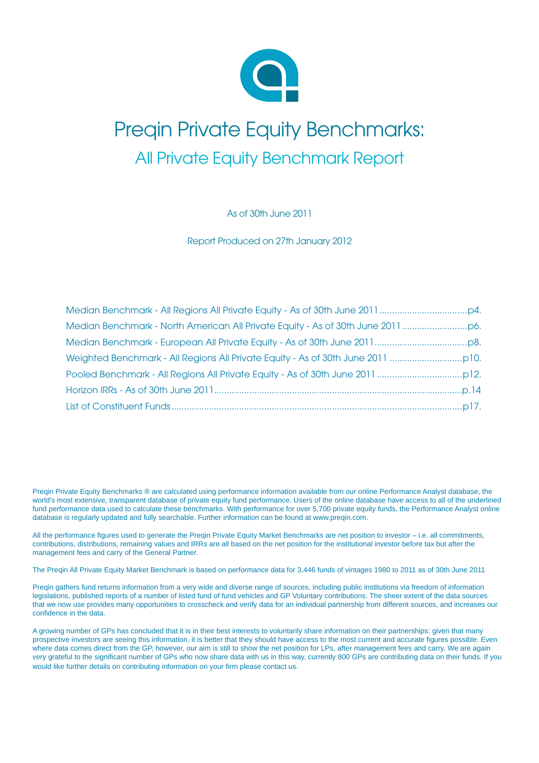# Preqin Private Equity Benchmarks:

## All Private Equity Benchmark Report

As of 30th June 2011

Report Produced on 27th January 2012

- Median Benchmark - All Regions All Private Equity - As of 30th June 2011 .................................. p4.
- Median Benchmark - North American All Private Equity - As of 30th June 2011 .......................... p6.
- Median Benchmark - European All Private Equity - As of 30th June 2011 .................................... p8.
- Weighted Benchmark - All Regions All Private Equity - As of 30th June 2011 ............................ p10.
- Pooled Benchmark - All Regions All Private Equity - As of 30th June 2011 ................................. p12.
- Horizon IRRs - As of 30th June 2011 ................................................................................... p.14
- List of Constituent Funds ...................................................................................................... p17.

Preqin Private Equity Benchmarks ® are calculated using performance information available from our online Performance Analyst database, the world's most extensive, transparent database of private equity fund performance. Users of the online database have access to all of the underlined fund performance data used to calculate these benchmarks. With performance for over 5,700 private equity funds, the Performance Analyst online database is regularly updated and fully searchable. Further information can be found at www.preqin.com.

All the performance figures used to generate the Preqin Private Equity Market Benchmarks are net position to investor – i.e. all commitments, contributions, distributions, remaining values and IRRs are all based on the net position for the institutional investor before tax but after the management fees and carry of the General Partner.

The Preqin All Private Equity Market Benchmark is based on performance data for 3,446 funds of vintages 1980 to 2011 as of 30th June 2011

Preqin gathers fund returns information from a very wide and diverse range of sources, including public institutions via freedom of information legislations, published reports of a number of listed fund of fund vehicles and GP Voluntary contributions. The sheer extent of the data sources that we now use provides many opportunities to crosscheck and verify data for an individual partnership from different sources, and increases our confidence in the data.

A growing number of GPs has concluded that it is in their best interests to voluntarily share information on their partnerships: given that many prospective investors are seeing this information, it is better that they should have access to the most current and accurate figures possible. Even where data comes direct from the GP, however, our aim is still to show the net position for LPs, after management fees and carry. We are again very grateful to the significant number of GPs who now share data with us in this way, currently 800 GPs are contributing data on their funds. If you would like further details on contributing information on your firm please contact us.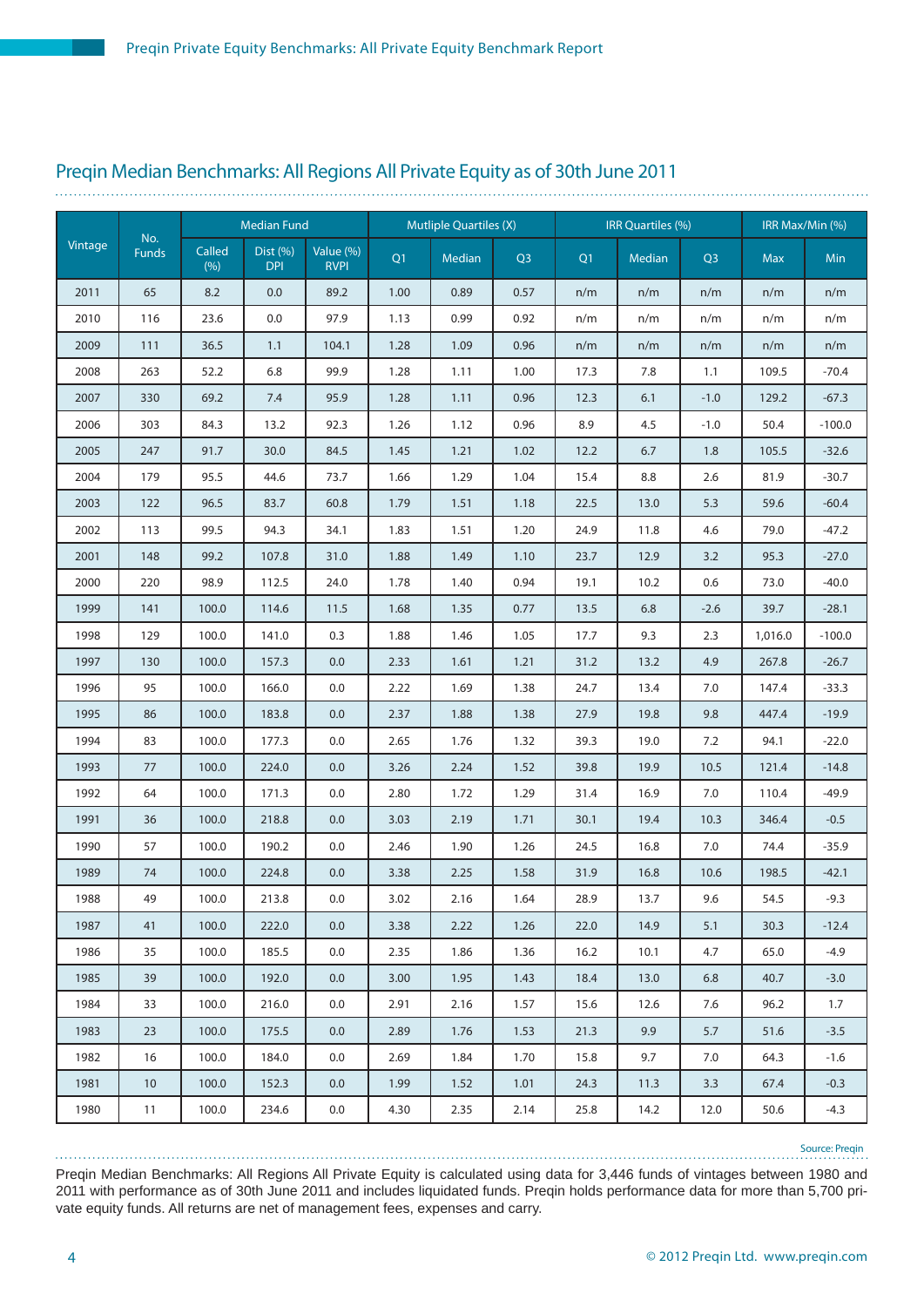## Preqin Median Benchmarks: All Regions All Private Equity as of 30th June 2011

| Vintage | No. Funds | Median Fund | | | Mutliple Quartiles (X) | | | IRR Quartiles (%) | | | IRR Max/Min (%) | |
|---|---|---|---|---|---|---|---|---|---|---|---|---|
| | | Called (%) | Dist (%) DPI | Value (%) RVPI | Q1 | Median | Q3 | Q1 | Median | Q3 | Max | Min |
| 2011 | 65 | 8.2 | 0.0 | 89.2 | 1.00 | 0.89 | 0.57 | n/m | n/m | n/m | n/m | n/m |
| 2010 | 116 | 23.6 | 0.0 | 97.9 | 1.13 | 0.99 | 0.92 | n/m | n/m | n/m | n/m | n/m |
| 2009 | 111 | 36.5 | 1.1 | 104.1 | 1.28 | 1.09 | 0.96 | n/m | n/m | n/m | n/m | n/m |
| 2008 | 263 | 52.2 | 6.8 | 99.9 | 1.28 | 1.11 | 1.00 | 17.3 | 7.8 | 1.1 | 109.5 | -70.4 |
| 2007 | 330 | 69.2 | 7.4 | 95.9 | 1.28 | 1.11 | 0.96 | 12.3 | 6.1 | -1.0 | 129.2 | -67.3 |
| 2006 | 303 | 84.3 | 13.2 | 92.3 | 1.26 | 1.12 | 0.96 | 8.9 | 4.5 | -1.0 | 50.4 | -100.0 |
| 2005 | 247 | 91.7 | 30.0 | 84.5 | 1.45 | 1.21 | 1.02 | 12.2 | 6.7 | 1.8 | 105.5 | -32.6 |
| 2004 | 179 | 95.5 | 44.6 | 73.7 | 1.66 | 1.29 | 1.04 | 15.4 | 8.8 | 2.6 | 81.9 | -30.7 |
| 2003 | 122 | 96.5 | 83.7 | 60.8 | 1.79 | 1.51 | 1.18 | 22.5 | 13.0 | 5.3 | 59.6 | -60.4 |
| 2002 | 113 | 99.5 | 94.3 | 34.1 | 1.83 | 1.51 | 1.20 | 24.9 | 11.8 | 4.6 | 79.0 | -47.2 |
| 2001 | 148 | 99.2 | 107.8 | 31.0 | 1.88 | 1.49 | 1.10 | 23.7 | 12.9 | 3.2 | 95.3 | -27.0 |
| 2000 | 220 | 98.9 | 112.5 | 24.0 | 1.78 | 1.40 | 0.94 | 19.1 | 10.2 | 0.6 | 73.0 | -40.0 |
| 1999 | 141 | 100.0 | 114.6 | 11.5 | 1.68 | 1.35 | 0.77 | 13.5 | 6.8 | -2.6 | 39.7 | -28.1 |
| 1998 | 129 | 100.0 | 141.0 | 0.3 | 1.88 | 1.46 | 1.05 | 17.7 | 9.3 | 2.3 | 1,016.0 | -100.0 |
| 1997 | 130 | 100.0 | 157.3 | 0.0 | 2.33 | 1.61 | 1.21 | 31.2 | 13.2 | 4.9 | 267.8 | -26.7 |
| 1996 | 95 | 100.0 | 166.0 | 0.0 | 2.22 | 1.69 | 1.38 | 24.7 | 13.4 | 7.0 | 147.4 | -33.3 |
| 1995 | 86 | 100.0 | 183.8 | 0.0 | 2.37 | 1.88 | 1.38 | 27.9 | 19.8 | 9.8 | 447.4 | -19.9 |
| 1994 | 83 | 100.0 | 177.3 | 0.0 | 2.65 | 1.76 | 1.32 | 39.3 | 19.0 | 7.2 | 94.1 | -22.0 |
| 1993 | 77 | 100.0 | 224.0 | 0.0 | 3.26 | 2.24 | 1.52 | 39.8 | 19.9 | 10.5 | 121.4 | -14.8 |
| 1992 | 64 | 100.0 | 171.3 | 0.0 | 2.80 | 1.72 | 1.29 | 31.4 | 16.9 | 7.0 | 110.4 | -49.9 |
| 1991 | 36 | 100.0 | 218.8 | 0.0 | 3.03 | 2.19 | 1.71 | 30.1 | 19.4 | 10.3 | 346.4 | -0.5 |
| 1990 | 57 | 100.0 | 190.2 | 0.0 | 2.46 | 1.90 | 1.26 | 24.5 | 16.8 | 7.0 | 74.4 | -35.9 |
| 1989 | 74 | 100.0 | 224.8 | 0.0 | 3.38 | 2.25 | 1.58 | 31.9 | 16.8 | 10.6 | 198.5 | -42.1 |
| 1988 | 49 | 100.0 | 213.8 | 0.0 | 3.02 | 2.16 | 1.64 | 28.9 | 13.7 | 9.6 | 54.5 | -9.3 |
| 1987 | 41 | 100.0 | 222.0 | 0.0 | 3.38 | 2.22 | 1.26 | 22.0 | 14.9 | 5.1 | 30.3 | -12.4 |
| 1986 | 35 | 100.0 | 185.5 | 0.0 | 2.35 | 1.86 | 1.36 | 16.2 | 10.1 | 4.7 | 65.0 | -4.9 |
| 1985 | 39 | 100.0 | 192.0 | 0.0 | 3.00 | 1.95 | 1.43 | 18.4 | 13.0 | 6.8 | 40.7 | -3.0 |
| 1984 | 33 | 100.0 | 216.0 | 0.0 | 2.91 | 2.16 | 1.57 | 15.6 | 12.6 | 7.6 | 96.2 | 1.7 |
| 1983 | 23 | 100.0 | 175.5 | 0.0 | 2.89 | 1.76 | 1.53 | 21.3 | 9.9 | 5.7 | 51.6 | -3.5 |
| 1982 | 16 | 100.0 | 184.0 | 0.0 | 2.69 | 1.84 | 1.70 | 15.8 | 9.7 | 7.0 | 64.3 | -1.6 |
| 1981 | 10 | 100.0 | 152.3 | 0.0 | 1.99 | 1.52 | 1.01 | 24.3 | 11.3 | 3.3 | 67.4 | -0.3 |
| 1980 | 11 | 100.0 | 234.6 | 0.0 | 4.30 | 2.35 | 2.14 | 25.8 | 14.2 | 12.0 | 50.6 | -4.3 |

Source: Preqin

Preqin Median Benchmarks: All Regions All Private Equity is calculated using data for 3,446 funds of vintages between 1980 and 2011 with performance as of 30th June 2011 and includes liquidated funds. Preqin holds performance data for more than 5,700 private equity funds. All returns are net of management fees, expenses and carry.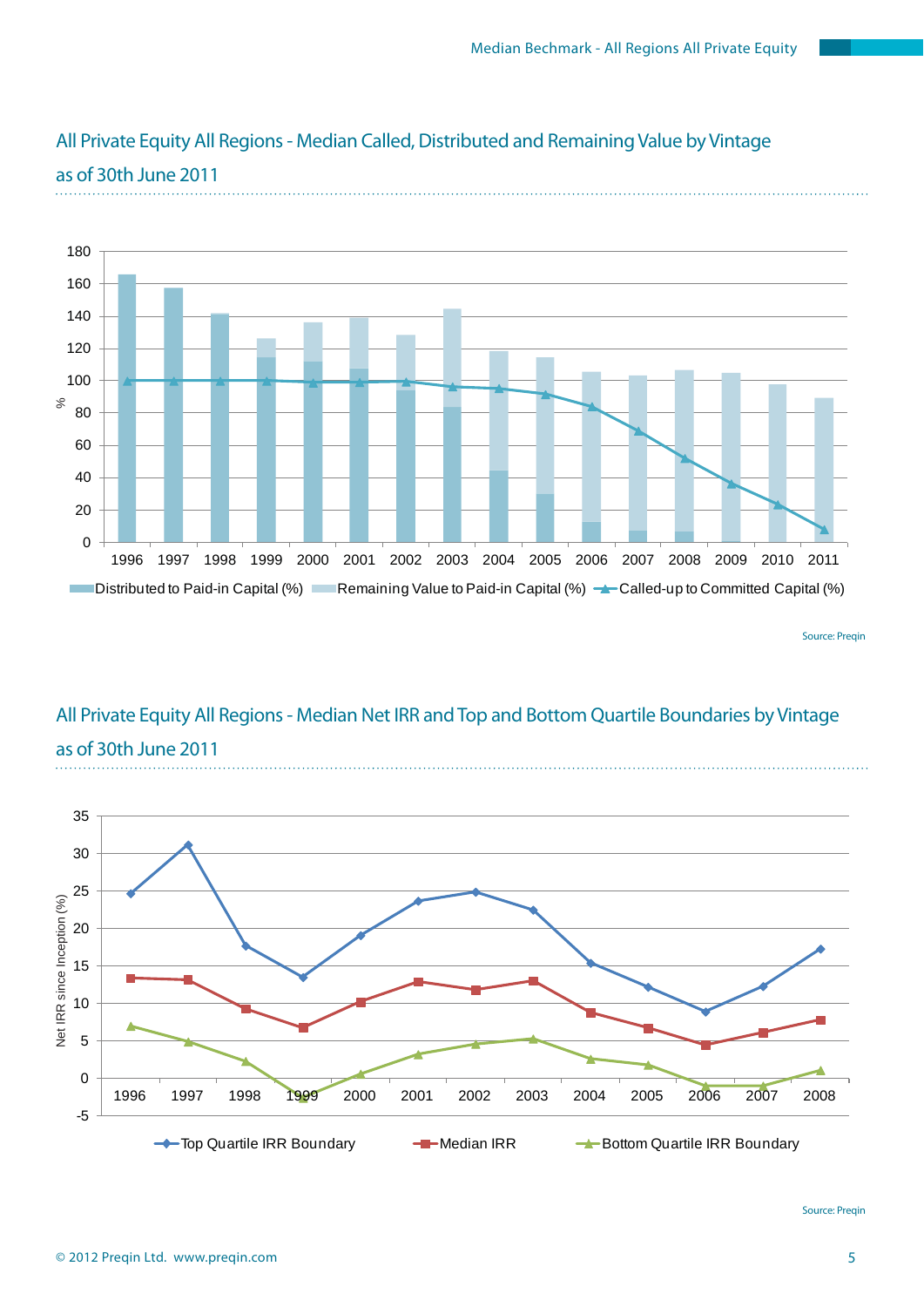## All Private Equity All Regions - Median Called, Distributed and Remaining Value by Vintage as of 30th June 2011

Distributed to Paid-in Capital (%) | Remaining Value to Paid-in Capital (%) | Called-up to Committed Capital (%)

Source: Preqin

## All Private Equity All Regions - Median Net IRR and Top and Bottom Quartile Boundaries by Vintage as of 30th June 2011

Top Quartile IRR Boundary | Median IRR | Bottom Quartile IRR Boundary

Source: Preqin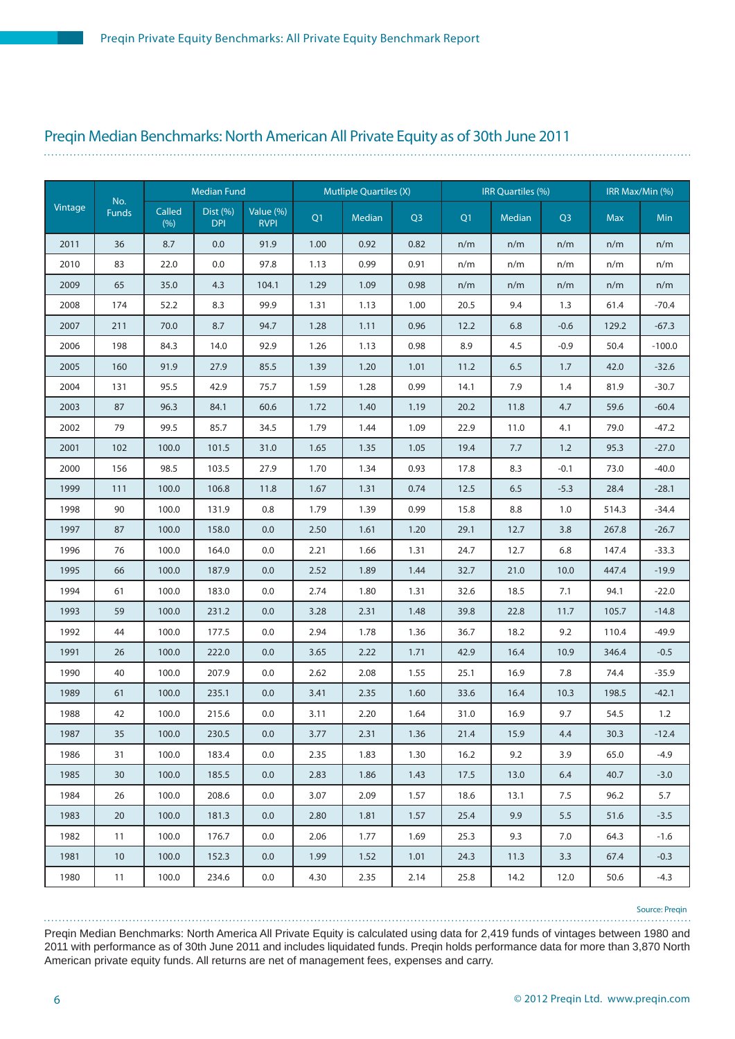## Preqin Median Benchmarks: North American All Private Equity as of 30th June 2011

| Vintage | No. Funds | Median Fund | | | Mutliple Quartiles (X) | | | IRR Quartiles (%) | | | IRR Max/Min (%) | |
|---|---|---|---|---|---|---|---|---|---|---|---|---|
| | | Called (%) | Dist (%) DPI | Value (%) RVPI | Q1 | Median | Q3 | Q1 | Median | Q3 | Max | Min |
| 2011 | 36 | 8.7 | 0.0 | 91.9 | 1.00 | 0.92 | 0.82 | n/m | n/m | n/m | n/m | n/m |
| 2010 | 83 | 22.0 | 0.0 | 97.8 | 1.13 | 0.99 | 0.91 | n/m | n/m | n/m | n/m | n/m |
| 2009 | 65 | 35.0 | 4.3 | 104.1 | 1.29 | 1.09 | 0.98 | n/m | n/m | n/m | n/m | n/m |
| 2008 | 174 | 52.2 | 8.3 | 99.9 | 1.31 | 1.13 | 1.00 | 20.5 | 9.4 | 1.3 | 61.4 | -70.4 |
| 2007 | 211 | 70.0 | 8.7 | 94.7 | 1.28 | 1.11 | 0.96 | 12.2 | 6.8 | -0.6 | 129.2 | -67.3 |
| 2006 | 198 | 84.3 | 14.0 | 92.9 | 1.26 | 1.13 | 0.98 | 8.9 | 4.5 | -0.9 | 50.4 | -100.0 |
| 2005 | 160 | 91.9 | 27.9 | 85.5 | 1.39 | 1.20 | 1.01 | 11.2 | 6.5 | 1.7 | 42.0 | -32.6 |
| 2004 | 131 | 95.5 | 42.9 | 75.7 | 1.59 | 1.28 | 0.99 | 14.1 | 7.9 | 1.4 | 81.9 | -30.7 |
| 2003 | 87 | 96.3 | 84.1 | 60.6 | 1.72 | 1.40 | 1.19 | 20.2 | 11.8 | 4.7 | 59.6 | -60.4 |
| 2002 | 79 | 99.5 | 85.7 | 34.5 | 1.79 | 1.44 | 1.09 | 22.9 | 11.0 | 4.1 | 79.0 | -47.2 |
| 2001 | 102 | 100.0 | 101.5 | 31.0 | 1.65 | 1.35 | 1.05 | 19.4 | 7.7 | 1.2 | 95.3 | -27.0 |
| 2000 | 156 | 98.5 | 103.5 | 27.9 | 1.70 | 1.34 | 0.93 | 17.8 | 8.3 | -0.1 | 73.0 | -40.0 |
| 1999 | 111 | 100.0 | 106.8 | 11.8 | 1.67 | 1.31 | 0.74 | 12.5 | 6.5 | -5.3 | 28.4 | -28.1 |
| 1998 | 90 | 100.0 | 131.9 | 0.8 | 1.79 | 1.39 | 0.99 | 15.8 | 8.8 | 1.0 | 514.3 | -34.4 |
| 1997 | 87 | 100.0 | 158.0 | 0.0 | 2.50 | 1.61 | 1.20 | 29.1 | 12.7 | 3.8 | 267.8 | -26.7 |
| 1996 | 76 | 100.0 | 164.0 | 0.0 | 2.21 | 1.66 | 1.31 | 24.7 | 12.7 | 6.8 | 147.4 | -33.3 |
| 1995 | 66 | 100.0 | 187.9 | 0.0 | 2.52 | 1.89 | 1.44 | 32.7 | 21.0 | 10.0 | 447.4 | -19.9 |
| 1994 | 61 | 100.0 | 183.0 | 0.0 | 2.74 | 1.80 | 1.31 | 32.6 | 18.5 | 7.1 | 94.1 | -22.0 |
| 1993 | 59 | 100.0 | 231.2 | 0.0 | 3.28 | 2.31 | 1.48 | 39.8 | 22.8 | 11.7 | 105.7 | -14.8 |
| 1992 | 44 | 100.0 | 177.5 | 0.0 | 2.94 | 1.78 | 1.36 | 36.7 | 18.2 | 9.2 | 110.4 | -49.9 |
| 1991 | 26 | 100.0 | 222.0 | 0.0 | 3.65 | 2.22 | 1.71 | 42.9 | 16.4 | 10.9 | 346.4 | -0.5 |
| 1990 | 40 | 100.0 | 207.9 | 0.0 | 2.62 | 2.08 | 1.55 | 25.1 | 16.9 | 7.8 | 74.4 | -35.9 |
| 1989 | 61 | 100.0 | 235.1 | 0.0 | 3.41 | 2.35 | 1.60 | 33.6 | 16.4 | 10.3 | 198.5 | -42.1 |
| 1988 | 42 | 100.0 | 215.6 | 0.0 | 3.11 | 2.20 | 1.64 | 31.0 | 16.9 | 9.7 | 54.5 | 1.2 |
| 1987 | 35 | 100.0 | 230.5 | 0.0 | 3.77 | 2.31 | 1.36 | 21.4 | 15.9 | 4.4 | 30.3 | -12.4 |
| 1986 | 31 | 100.0 | 183.4 | 0.0 | 2.35 | 1.83 | 1.30 | 16.2 | 9.2 | 3.9 | 65.0 | -4.9 |
| 1985 | 30 | 100.0 | 185.5 | 0.0 | 2.83 | 1.86 | 1.43 | 17.5 | 13.0 | 6.4 | 40.7 | -3.0 |
| 1984 | 26 | 100.0 | 208.6 | 0.0 | 3.07 | 2.09 | 1.57 | 18.6 | 13.1 | 7.5 | 96.2 | 5.7 |
| 1983 | 20 | 100.0 | 181.3 | 0.0 | 2.80 | 1.81 | 1.57 | 25.4 | 9.9 | 5.5 | 51.6 | -3.5 |
| 1982 | 11 | 100.0 | 176.7 | 0.0 | 2.06 | 1.77 | 1.69 | 25.3 | 9.3 | 7.0 | 64.3 | -1.6 |
| 1981 | 10 | 100.0 | 152.3 | 0.0 | 1.99 | 1.52 | 1.01 | 24.3 | 11.3 | 3.3 | 67.4 | -0.3 |
| 1980 | 11 | 100.0 | 234.6 | 0.0 | 4.30 | 2.35 | 2.14 | 25.8 | 14.2 | 12.0 | 50.6 | -4.3 |

Source: Preqin

Preqin Median Benchmarks: North America All Private Equity is calculated using data for 2,419 funds of vintages between 1980 and 2011 with performance as of 30th June 2011 and includes liquidated funds. Preqin holds performance data for more than 3,870 North American private equity funds. All returns are net of management fees, expenses and carry.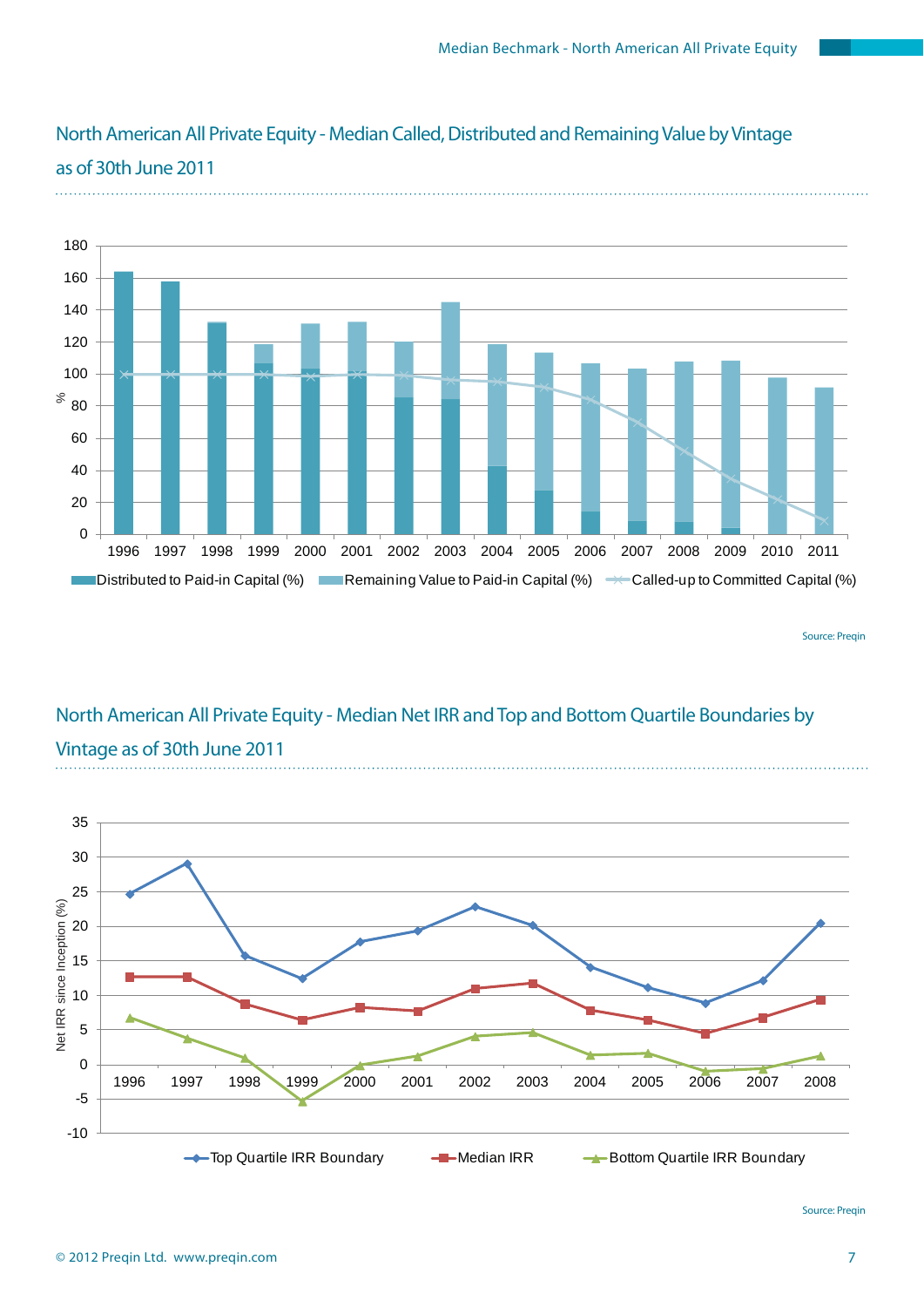## North American All Private Equity - Median Called, Distributed and Remaining Value by Vintage as of 30th June 2011

Source: Preqin

## North American All Private Equity - Median Net IRR and Top and Bottom Quartile Boundaries by Vintage as of 30th June 2011

Source: Preqin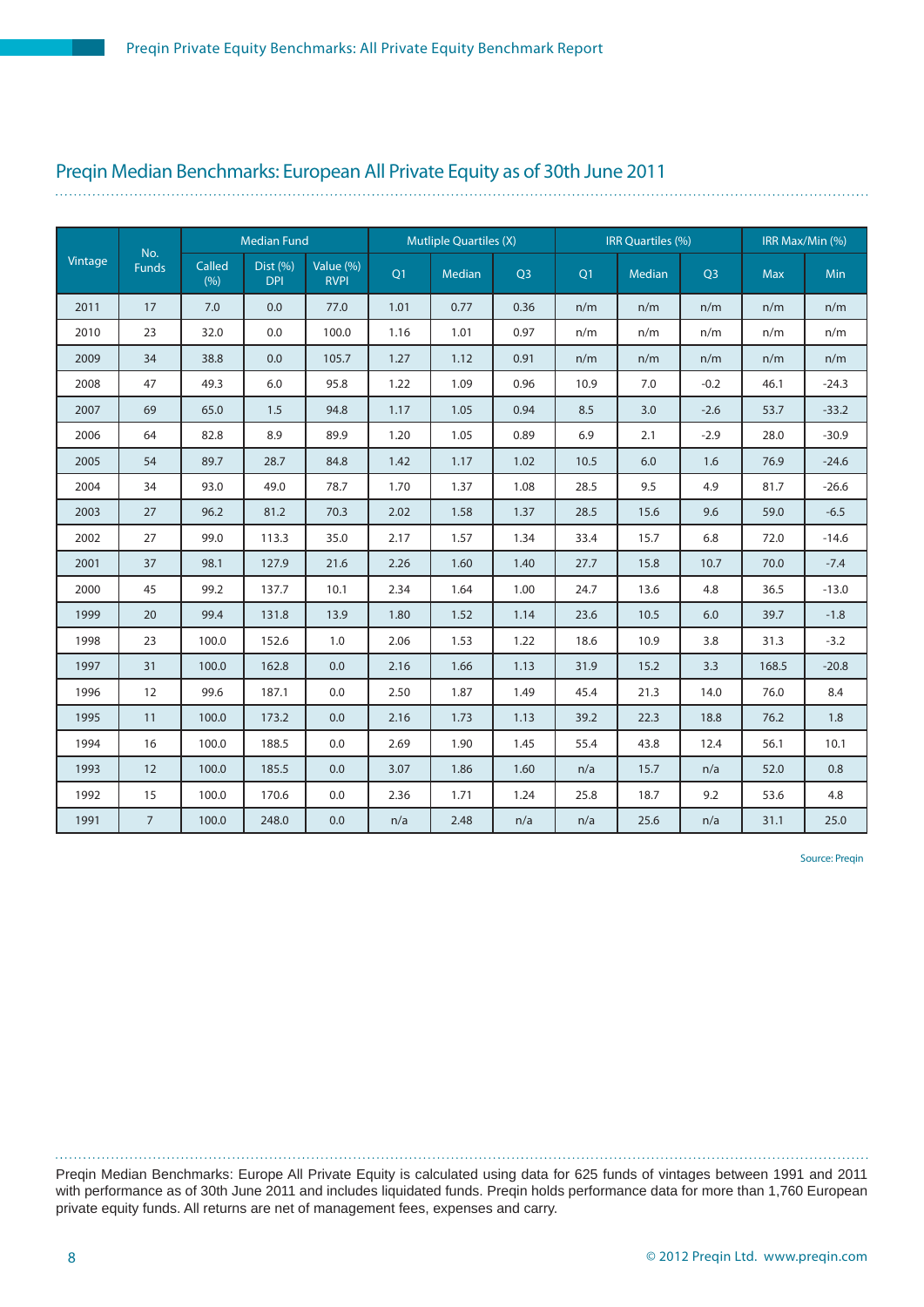## Preqin Median Benchmarks: European All Private Equity as of 30th June 2011

| Vintage | No. Funds | Median Fund | | | Mutliple Quartiles (X) | | | IRR Quartiles (%) | | | IRR Max/Min (%) | |
|---|---|---|---|---|---|---|---|---|---|---|---|---|
| | | Called (%) | Dist (%) DPI | Value (%) RVPI | Q1 | Median | Q3 | Q1 | Median | Q3 | Max | Min |
| 2011 | 17 | 7.0 | 0.0 | 77.0 | 1.01 | 0.77 | 0.36 | n/m | n/m | n/m | n/m | n/m |
| 2010 | 23 | 32.0 | 0.0 | 100.0 | 1.16 | 1.01 | 0.97 | n/m | n/m | n/m | n/m | n/m |
| 2009 | 34 | 38.8 | 0.0 | 105.7 | 1.27 | 1.12 | 0.91 | n/m | n/m | n/m | n/m | n/m |
| 2008 | 47 | 49.3 | 6.0 | 95.8 | 1.22 | 1.09 | 0.96 | 10.9 | 7.0 | -0.2 | 46.1 | -24.3 |
| 2007 | 69 | 65.0 | 1.5 | 94.8 | 1.17 | 1.05 | 0.94 | 8.5 | 3.0 | -2.6 | 53.7 | -33.2 |
| 2006 | 64 | 82.8 | 8.9 | 89.9 | 1.20 | 1.05 | 0.89 | 6.9 | 2.1 | -2.9 | 28.0 | -30.9 |
| 2005 | 54 | 89.7 | 28.7 | 84.8 | 1.42 | 1.17 | 1.02 | 10.5 | 6.0 | 1.6 | 76.9 | -24.6 |
| 2004 | 34 | 93.0 | 49.0 | 78.7 | 1.70 | 1.37 | 1.08 | 28.5 | 9.5 | 4.9 | 81.7 | -26.6 |
| 2003 | 27 | 96.2 | 81.2 | 70.3 | 2.02 | 1.58 | 1.37 | 28.5 | 15.6 | 9.6 | 59.0 | -6.5 |
| 2002 | 27 | 99.0 | 113.3 | 35.0 | 2.17 | 1.57 | 1.34 | 33.4 | 15.7 | 6.8 | 72.0 | -14.6 |
| 2001 | 37 | 98.1 | 127.9 | 21.6 | 2.26 | 1.60 | 1.40 | 27.7 | 15.8 | 10.7 | 70.0 | -7.4 |
| 2000 | 45 | 99.2 | 137.7 | 10.1 | 2.34 | 1.64 | 1.00 | 24.7 | 13.6 | 4.8 | 36.5 | -13.0 |
| 1999 | 20 | 99.4 | 131.8 | 13.9 | 1.80 | 1.52 | 1.14 | 23.6 | 10.5 | 6.0 | 39.7 | -1.8 |
| 1998 | 23 | 100.0 | 152.6 | 1.0 | 2.06 | 1.53 | 1.22 | 18.6 | 10.9 | 3.8 | 31.3 | -3.2 |
| 1997 | 31 | 100.0 | 162.8 | 0.0 | 2.16 | 1.66 | 1.13 | 31.9 | 15.2 | 3.3 | 168.5 | -20.8 |
| 1996 | 12 | 99.6 | 187.1 | 0.0 | 2.50 | 1.87 | 1.49 | 45.4 | 21.3 | 14.0 | 76.0 | 8.4 |
| 1995 | 11 | 100.0 | 173.2 | 0.0 | 2.16 | 1.73 | 1.13 | 39.2 | 22.3 | 18.8 | 76.2 | 1.8 |
| 1994 | 16 | 100.0 | 188.5 | 0.0 | 2.69 | 1.90 | 1.45 | 55.4 | 43.8 | 12.4 | 56.1 | 10.1 |
| 1993 | 12 | 100.0 | 185.5 | 0.0 | 3.07 | 1.86 | 1.60 | n/a | 15.7 | n/a | 52.0 | 0.8 |
| 1992 | 15 | 100.0 | 170.6 | 0.0 | 2.36 | 1.71 | 1.24 | 25.8 | 18.7 | 9.2 | 53.6 | 4.8 |
| 1991 | 7 | 100.0 | 248.0 | 0.0 | n/a | 2.48 | n/a | n/a | 25.6 | n/a | 31.1 | 25.0 |

Source: Preqin

Preqin Median Benchmarks: Europe All Private Equity is calculated using data for 625 funds of vintages between 1991 and 2011 with performance as of 30th June 2011 and includes liquidated funds. Preqin holds performance data for more than 1,760 European private equity funds. All returns are net of management fees, expenses and carry.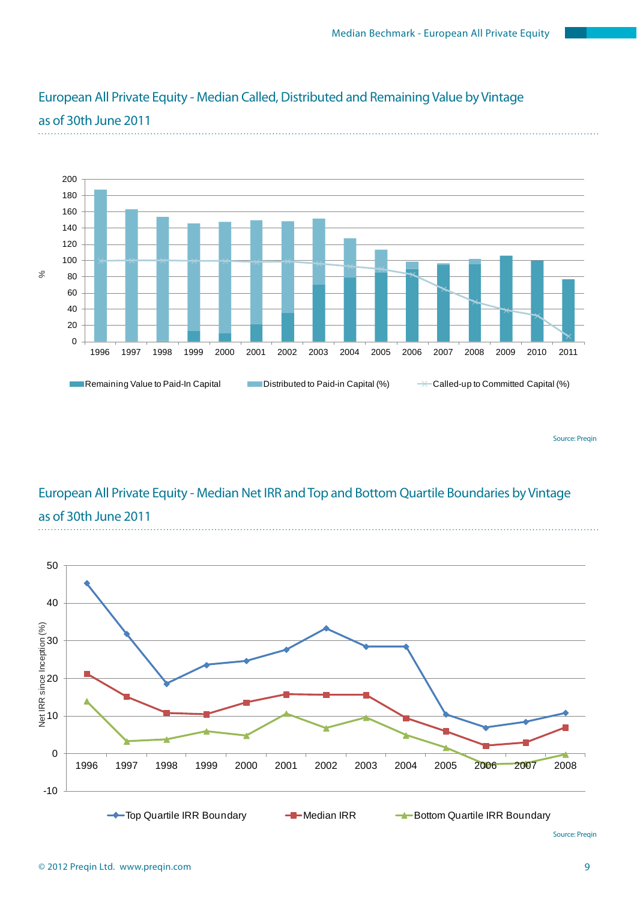## European All Private Equity - Median Called, Distributed and Remaining Value by Vintage as of 30th June 2011

Remaining Value to Paid-In Capital | Distributed to Paid-in Capital (%) | Called-up to Committed Capital (%)

Source: Preqin

## European All Private Equity - Median Net IRR and Top and Bottom Quartile Boundaries by Vintage as of 30th June 2011

Top Quartile IRR Boundary | Median IRR | Bottom Quartile IRR Boundary

Source: Preqin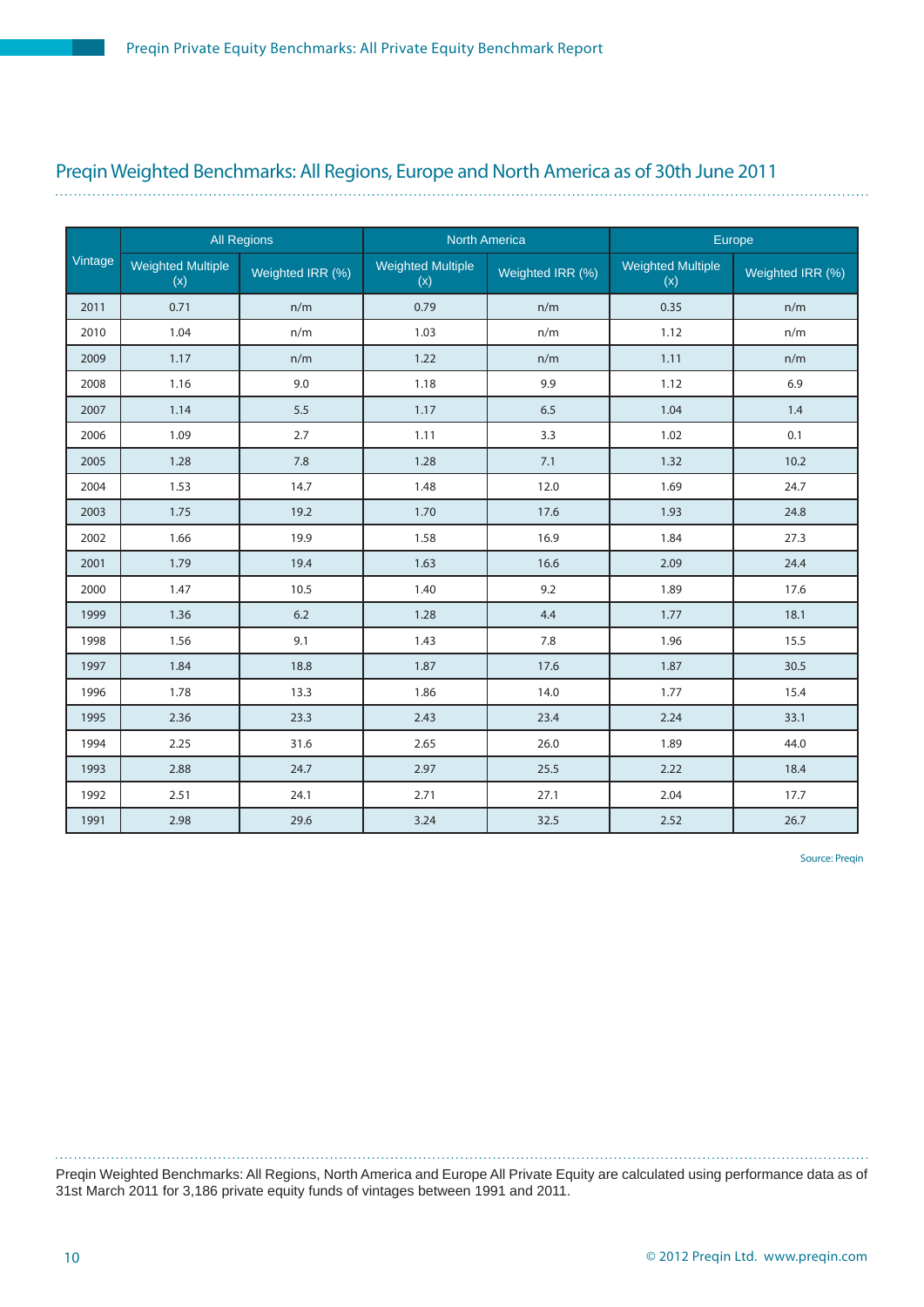## Preqin Weighted Benchmarks: All Regions, Europe and North America as of 30th June 2011

| Vintage | All Regions | | North America | | Europe | |
|---|---|---|---|---|---|---|
| | Weighted Multiple (x) | Weighted IRR (%) | Weighted Multiple (x) | Weighted IRR (%) | Weighted Multiple (x) | Weighted IRR (%) |
| 2011 | 0.71 | n/m | 0.79 | n/m | 0.35 | n/m |
| 2010 | 1.04 | n/m | 1.03 | n/m | 1.12 | n/m |
| 2009 | 1.17 | n/m | 1.22 | n/m | 1.11 | n/m |
| 2008 | 1.16 | 9.0 | 1.18 | 9.9 | 1.12 | 6.9 |
| 2007 | 1.14 | 5.5 | 1.17 | 6.5 | 1.04 | 1.4 |
| 2006 | 1.09 | 2.7 | 1.11 | 3.3 | 1.02 | 0.1 |
| 2005 | 1.28 | 7.8 | 1.28 | 7.1 | 1.32 | 10.2 |
| 2004 | 1.53 | 14.7 | 1.48 | 12.0 | 1.69 | 24.7 |
| 2003 | 1.75 | 19.2 | 1.70 | 17.6 | 1.93 | 24.8 |
| 2002 | 1.66 | 19.9 | 1.58 | 16.9 | 1.84 | 27.3 |
| 2001 | 1.79 | 19.4 | 1.63 | 16.6 | 2.09 | 24.4 |
| 2000 | 1.47 | 10.5 | 1.40 | 9.2 | 1.89 | 17.6 |
| 1999 | 1.36 | 6.2 | 1.28 | 4.4 | 1.77 | 18.1 |
| 1998 | 1.56 | 9.1 | 1.43 | 7.8 | 1.96 | 15.5 |
| 1997 | 1.84 | 18.8 | 1.87 | 17.6 | 1.87 | 30.5 |
| 1996 | 1.78 | 13.3 | 1.86 | 14.0 | 1.77 | 15.4 |
| 1995 | 2.36 | 23.3 | 2.43 | 23.4 | 2.24 | 33.1 |
| 1994 | 2.25 | 31.6 | 2.65 | 26.0 | 1.89 | 44.0 |
| 1993 | 2.88 | 24.7 | 2.97 | 25.5 | 2.22 | 18.4 |
| 1992 | 2.51 | 24.1 | 2.71 | 27.1 | 2.04 | 17.7 |
| 1991 | 2.98 | 29.6 | 3.24 | 32.5 | 2.52 | 26.7 |

Source: Preqin

Preqin Weighted Benchmarks: All Regions, North America and Europe All Private Equity are calculated using performance data as of 31st March 2011 for 3,186 private equity funds of vintages between 1991 and 2011.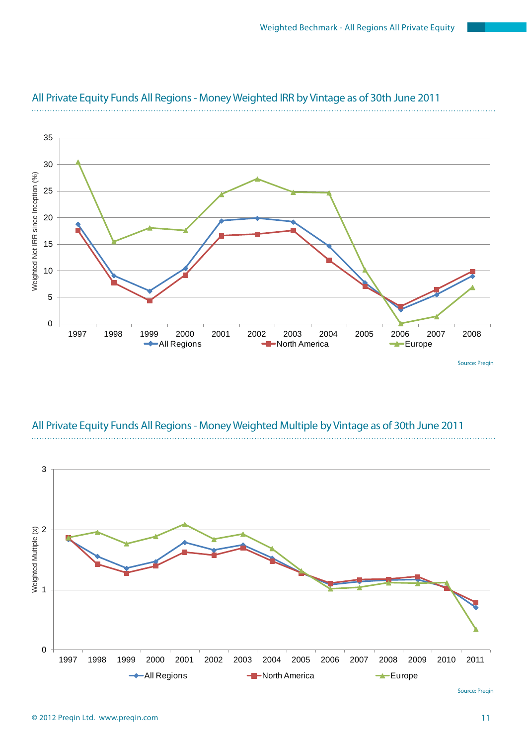## All Private Equity Funds All Regions - Money Weighted IRR by Vintage as of 30th June 2011

Source: Preqin

## All Private Equity Funds All Regions - Money Weighted Multiple by Vintage as of 30th June 2011

Source: Preqin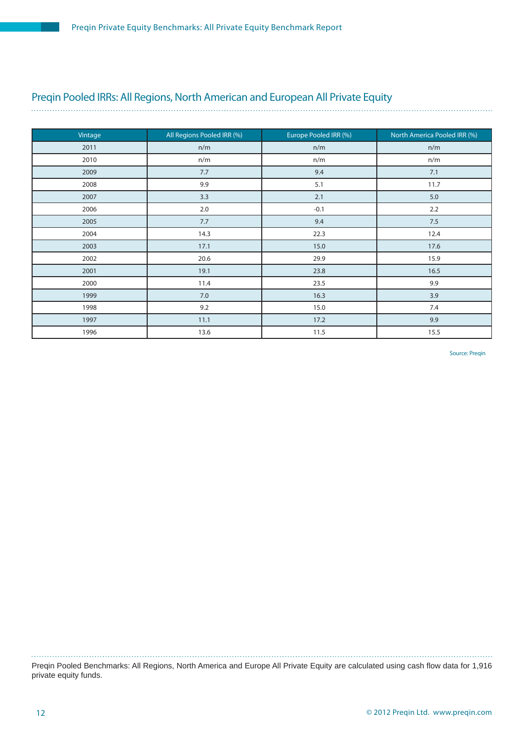## Preqin Pooled IRRs: All Regions, North American and European All Private Equity

| Vintage | All Regions Pooled IRR (%) | Europe Pooled IRR (%) | North America Pooled IRR (%) |
|---|---|---|---|
| 2011 | n/m | n/m | n/m |
| 2010 | n/m | n/m | n/m |
| 2009 | 7.7 | 9.4 | 7.1 |
| 2008 | 9.9 | 5.1 | 11.7 |
| 2007 | 3.3 | 2.1 | 5.0 |
| 2006 | 2.0 | -0.1 | 2.2 |
| 2005 | 7.7 | 9.4 | 7.5 |
| 2004 | 14.3 | 22.3 | 12.4 |
| 2003 | 17.1 | 15.0 | 17.6 |
| 2002 | 20.6 | 29.9 | 15.9 |
| 2001 | 19.1 | 23.8 | 16.5 |
| 2000 | 11.4 | 23.5 | 9.9 |
| 1999 | 7.0 | 16.3 | 3.9 |
| 1998 | 9.2 | 15.0 | 7.4 |
| 1997 | 11.1 | 17.2 | 9.9 |
| 1996 | 13.6 | 11.5 | 15.5 |

Source: Preqin

Preqin Pooled Benchmarks: All Regions, North America and Europe All Private Equity are calculated using cash flow data for 1,916 private equity funds.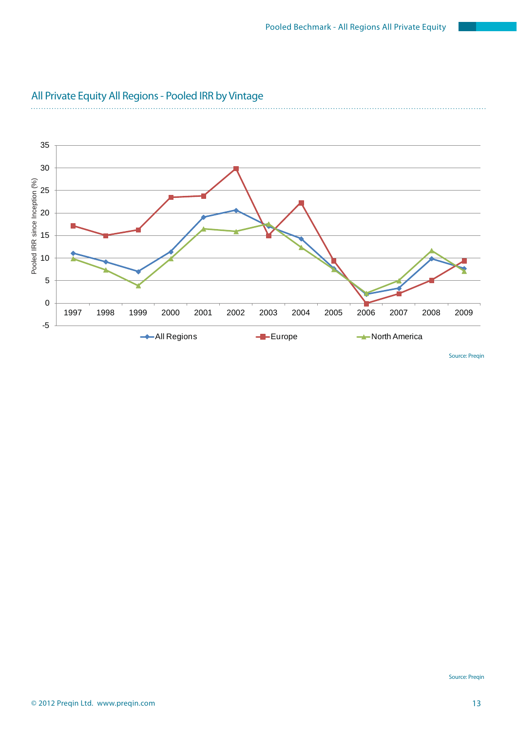## All Private Equity All Regions - Pooled IRR by Vintage

Source: Preqin

Source: Preqin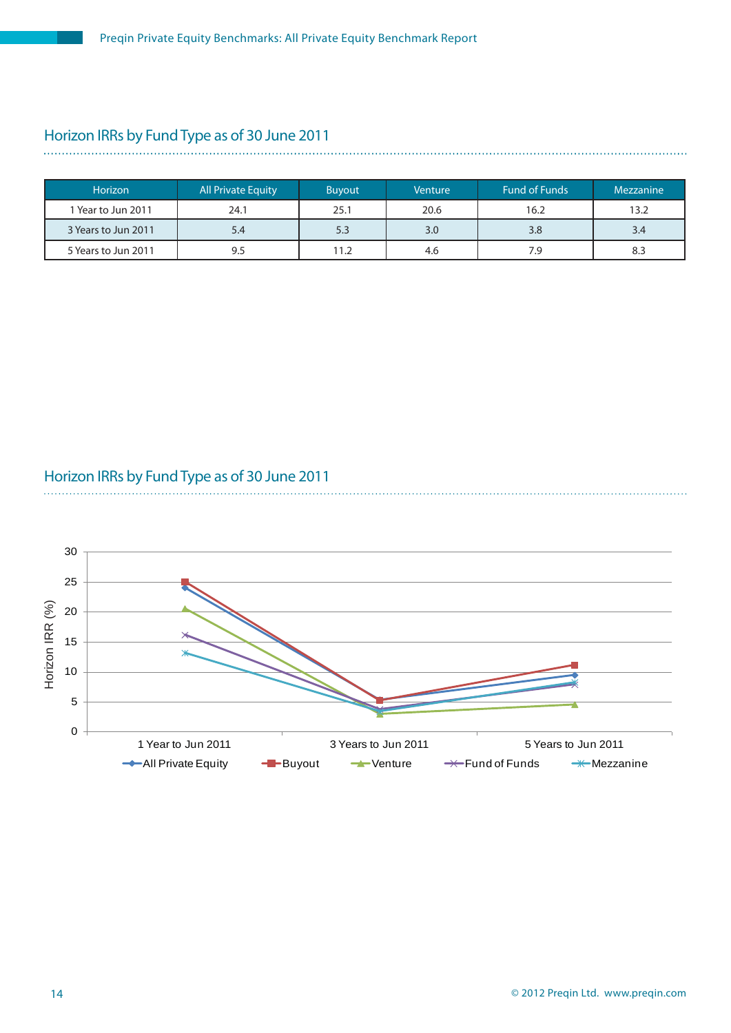## Horizon IRRs by Fund Type as of 30 June 2011

| Horizon | All Private Equity | Buyout | Venture | Fund of Funds | Mezzanine |
|---|---|---|---|---|---|
| 1 Year to Jun 2011 | 24.1 | 25.1 | 20.6 | 16.2 | 13.2 |
| 3 Years to Jun 2011 | 5.4 | 5.3 | 3.0 | 3.8 | 3.4 |
| 5 Years to Jun 2011 | 9.5 | 11.2 | 4.6 | 7.9 | 8.3 |

## Horizon IRRs by Fund Type as of 30 June 2011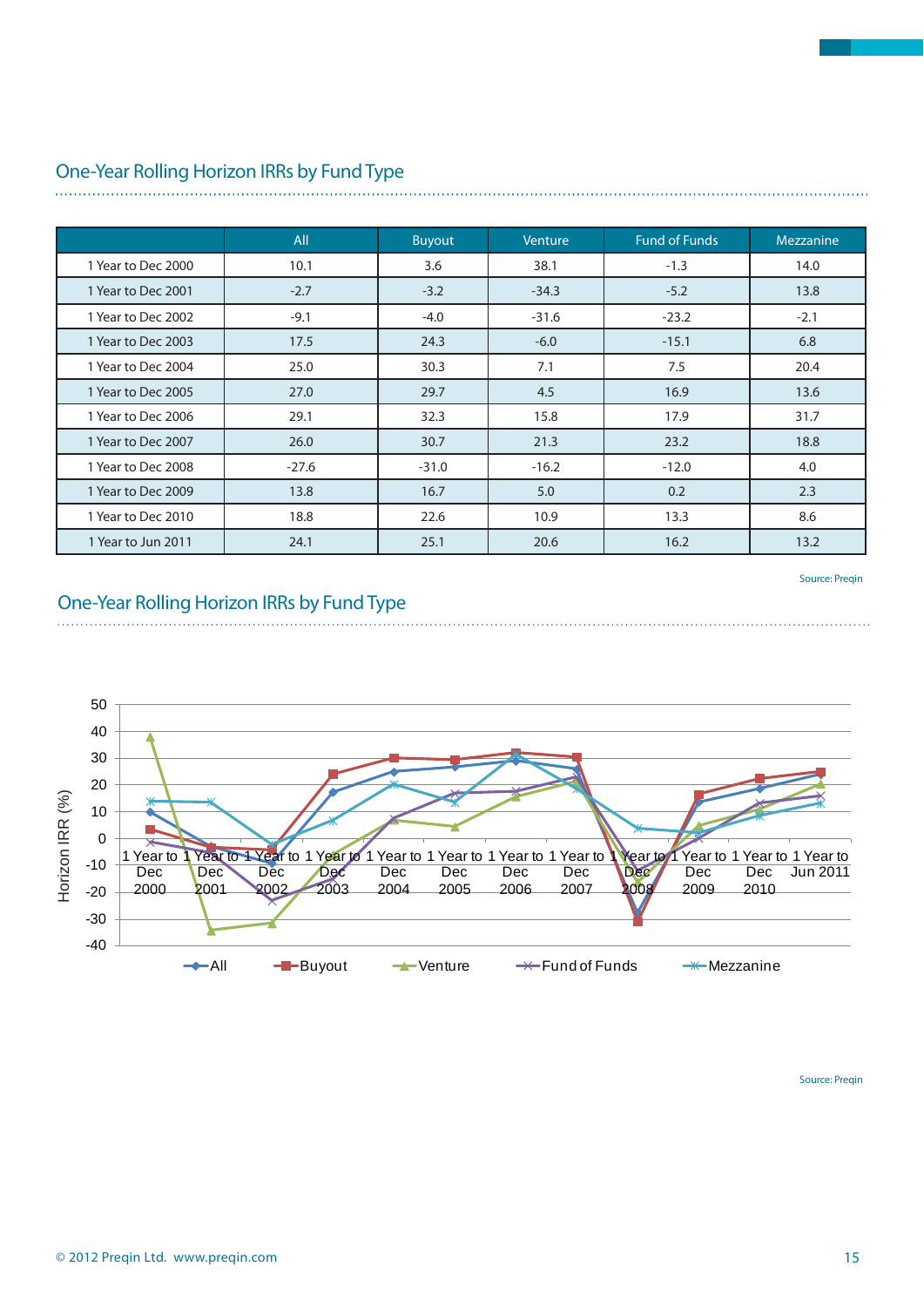## One-Year Rolling Horizon IRRs by Fund Type

| | All | Buyout | Venture | Fund of Funds | Mezzanine |
|---|---|---|---|---|---|
| 1 Year to Dec 2000 | 10.1 | 3.6 | 38.1 | -1.3 | 14.0 |
| 1 Year to Dec 2001 | -2.7 | -3.2 | -34.3 | -5.2 | 13.8 |
| 1 Year to Dec 2002 | -9.1 | -4.0 | -31.6 | -23.2 | -2.1 |
| 1 Year to Dec 2003 | 17.5 | 24.3 | -6.0 | -15.1 | 6.8 |
| 1 Year to Dec 2004 | 25.0 | 30.3 | 7.1 | 7.5 | 20.4 |
| 1 Year to Dec 2005 | 27.0 | 29.7 | 4.5 | 16.9 | 13.6 |
| 1 Year to Dec 2006 | 29.1 | 32.3 | 15.8 | 17.9 | 31.7 |
| 1 Year to Dec 2007 | 26.0 | 30.7 | 21.3 | 23.2 | 18.8 |
| 1 Year to Dec 2008 | -27.6 | -31.0 | -16.2 | -12.0 | 4.0 |
| 1 Year to Dec 2009 | 13.8 | 16.7 | 5.0 | 0.2 | 2.3 |
| 1 Year to Dec 2010 | 18.8 | 22.6 | 10.9 | 13.3 | 8.6 |
| 1 Year to Jun 2011 | 24.1 | 25.1 | 20.6 | 16.2 | 13.2 |

Source: Preqin

## One-Year Rolling Horizon IRRs by Fund Type

Source: Preqin

© 2012 Preqin Ltd. www.preqin.com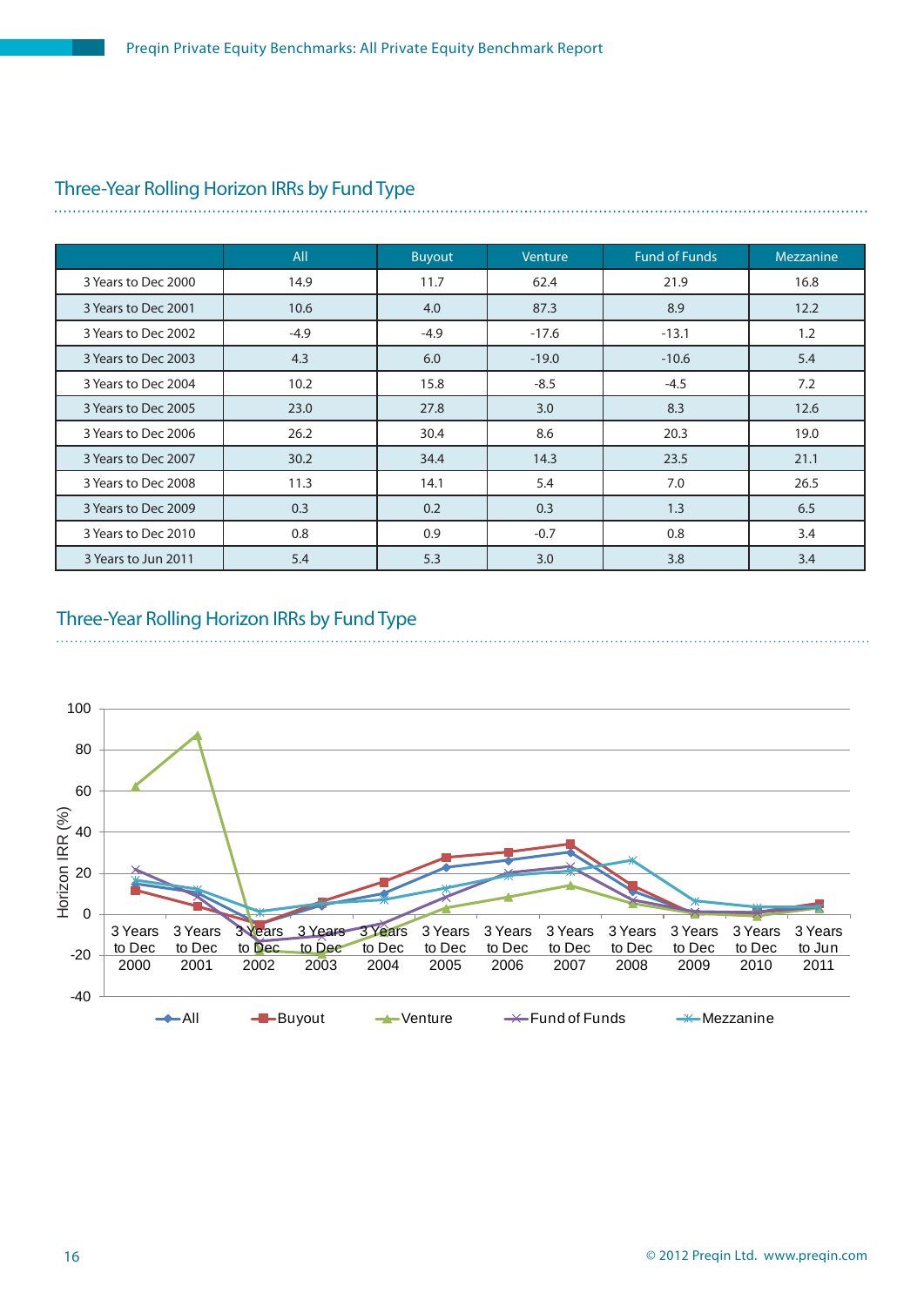## Three-Year Rolling Horizon IRRs by Fund Type

| | All | Buyout | Venture | Fund of Funds | Mezzanine |
|---|---|---|---|---|---|
| 3 Years to Dec 2000 | 14.9 | 11.7 | 62.4 | 21.9 | 16.8 |
| 3 Years to Dec 2001 | 10.6 | 4.0 | 87.3 | 8.9 | 12.2 |
| 3 Years to Dec 2002 | -4.9 | -4.9 | -17.6 | -13.1 | 1.2 |
| 3 Years to Dec 2003 | 4.3 | 6.0 | -19.0 | -10.6 | 5.4 |
| 3 Years to Dec 2004 | 10.2 | 15.8 | -8.5 | -4.5 | 7.2 |
| 3 Years to Dec 2005 | 23.0 | 27.8 | 3.0 | 8.3 | 12.6 |
| 3 Years to Dec 2006 | 26.2 | 30.4 | 8.6 | 20.3 | 19.0 |
| 3 Years to Dec 2007 | 30.2 | 34.4 | 14.3 | 23.5 | 21.1 |
| 3 Years to Dec 2008 | 11.3 | 14.1 | 5.4 | 7.0 | 26.5 |
| 3 Years to Dec 2009 | 0.3 | 0.2 | 0.3 | 1.3 | 6.5 |
| 3 Years to Dec 2010 | 0.8 | 0.9 | -0.7 | 0.8 | 3.4 |
| 3 Years to Jun 2011 | 5.4 | 5.3 | 3.0 | 3.8 | 3.4 |

## Three-Year Rolling Horizon IRRs by Fund Type

Horizon IRR (%) — chart legend: All, Buyout, Venture, Fund of Funds, Mezzanine; x-axis: 3 Years to Dec 2000 through 3 Years to Jun 2011.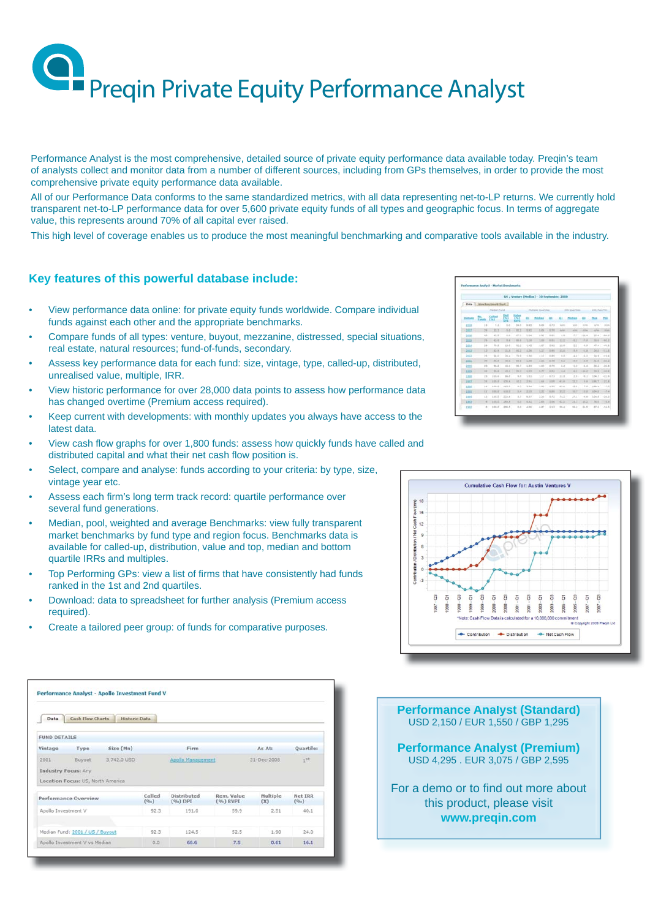# Preqin Private Equity Performance Analyst

Performance Analyst is the most comprehensive, detailed source of private equity performance data available today. Preqin's team of analysts collect and monitor data from a number of different sources, including from GPs themselves, in order to provide the most comprehensive private equity performance data available.

All of our Performance Data conforms to the same standardized metrics, with all data representing net-to-LP returns. We currently hold transparent net-to-LP performance data for over 5,600 private equity funds of all types and geographic focus. In terms of aggregate value, this represents around 70% of all capital ever raised.

This high level of coverage enables us to produce the most meaningful benchmarking and comparative tools available in the industry.

## Key features of this powerful database include:

- View performance data online: for private equity funds worldwide. Compare individual funds against each other and the appropriate benchmarks.
- Compare funds of all types: venture, buyout, mezzanine, distressed, special situations, real estate, natural resources; fund-of-funds, secondary.
- Assess key performance data for each fund: size, vintage, type, called-up, distributed, unrealised value, multiple, IRR.
- View historic performance for over 28,000 data points to assess how performance data has changed overtime (Premium access required).
- Keep current with developments: with monthly updates you always have access to the latest data.
- View cash flow graphs for over 1,800 funds: assess how quickly funds have called and distributed capital and what their net cash flow position is.
- Select, compare and analyse: funds according to your criteria: by type, size, vintage year etc.
- Assess each firm's long term track record: quartile performance over several fund generations.
- Median, pool, weighted and average Benchmarks: view fully transparent market benchmarks by fund type and region focus. Benchmarks data is available for called-up, distribution, value and top, median and bottom quartile IRRs and multiples.
- Top Performing GPs: view a list of firms that have consistently had funds ranked in the 1st and 2nd quartiles.
- Download: data to spreadsheet for further analysis (Premium access required).
- Create a tailored peer group: of funds for comparative purposes.

**Performance Analyst (Standard)**
USD 2,150 / EUR 1,550 / GBP 1,295

**Performance Analyst (Premium)**
USD 4,295 . EUR 3,075 / GBP 2,595

For a demo or to find out more about this product, please visit
**www.preqin.com**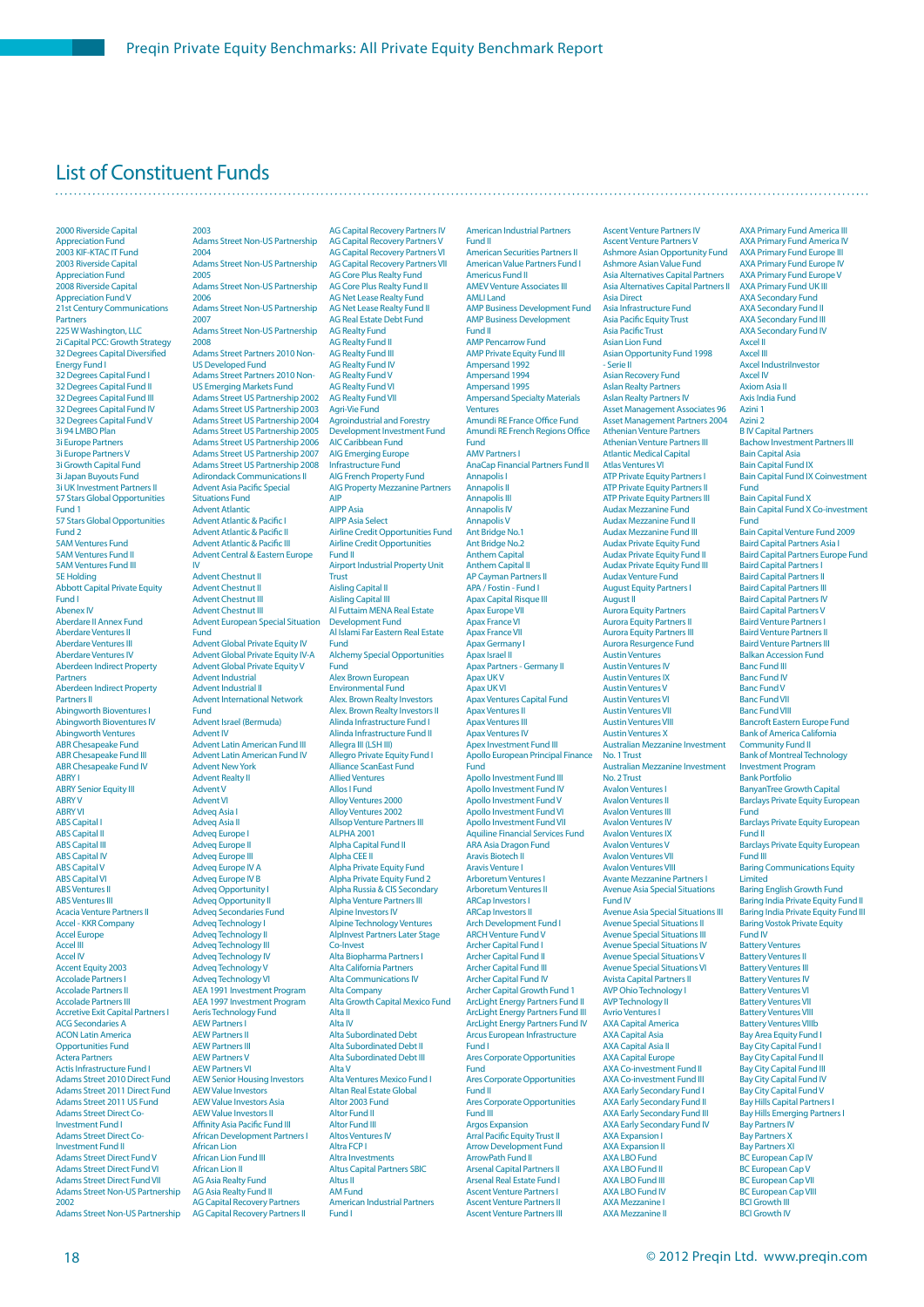# List of Constituent Funds

2000 Riverside Capital Appreciation Fund
2003 KIF-KTAC IT Fund
2003 Riverside Capital Appreciation Fund
2008 Riverside Capital Appreciation Fund V
21st Century Communications Partners
225 W Washington, LLC
2i Capital PCC: Growth Strategy
32 Degrees Capital Diversified Energy Fund I
32 Degrees Capital Fund I
32 Degrees Capital Fund II
32 Degrees Capital Fund III
32 Degrees Capital Fund IV
32 Degrees Capital Fund V
3i 94 LMBO Plan
3i Europe Partners
3i Europe Partners V
3i Growth Capital Fund
3i Japan Buyouts Fund
3i UK Investment Partners II
57 Stars Global Opportunities Fund 1
57 Stars Global Opportunities Fund 2
5AM Ventures Fund
5AM Ventures Fund II
5AM Ventures Fund III
5E Holding
Abbott Capital Private Equity Fund I
Abenex IV
Aberdare II Annex Fund
Aberdare Ventures II
Aberdare Ventures III
Aberdare Ventures IV
Aberdeen Indirect Property Partners
Aberdeen Indirect Property Partners II
Abingworth Bioventures I
Abingworth Bioventures IV
Abingworth Ventures
ABR Chesapeake Fund
ABR Chesapeake Fund III
ABR Chesapeake Fund IV
ABRY I
ABRY Senior Equity III
ABRY V
ABRY VI
ABS Capital I
ABS Capital II
ABS Capital III
ABS Capital IV
ABS Capital V
ABS Capital VI
ABS Ventures II
ABS Ventures III
Acacia Venture Partners II
Accel - KKR Company
Accel Europe
Accel III
Accel IV
Accent Equity 2003
Accolade Partners I
Accolade Partners II
Accolade Partners III
Accretive Exit Capital Partners I
ACG Secondaries A
ACON Latin America Opportunities Fund
Actera Partners
Actis Infrastructure Fund I
Adams Street 2010 Direct Fund
Adams Street 2011 Direct Fund
Adams Street 2011 US Fund
Adams Street Direct Co-Investment Fund I
Adams Street Direct Co-Investment Fund II
Adams Street Direct Fund V
Adams Street Direct Fund VI
Adams Street Direct Fund VII
Adams Street Non-US Partnership 2002
Adams Street Non-US Partnership 2003
Adams Street Non-US Partnership 2004
Adams Street Non-US Partnership 2005
Adams Street Non-US Partnership 2006
Adams Street Non-US Partnership 2007
Adams Street Non-US Partnership 2008
Adams Street Partners 2010 Non-US Developed Fund
Adams Street Partners 2010 Non-US Emerging Markets Fund
Adams Street US Partnership 2002
Adams Street US Partnership 2003
Adams Street US Partnership 2004
Adams Street US Partnership 2005
Adams Street US Partnership 2006
Adams Street US Partnership 2007
Adams Street US Partnership 2008
Adirondack Communications II
Advent Asia Pacific Special Situations Fund
Advent Atlantic
Advent Atlantic & Pacific I
Advent Atlantic & Pacific II
Advent Atlantic & Pacific III
Advent Central & Eastern Europe IV
Advent Chestnut II
Advent Chestnut II
Advent Chestnut III
Advent Chestnut III
Advent European Special Situation Fund
Advent Global Private Equity IV
Advent Global Private Equity IV-A
Advent Global Private Equity V
Advent Industrial
Advent Industrial II
Advent International Network Fund
Advent Israel (Bermuda)
Advent IV
Advent Latin American Fund III
Advent Latin American Fund IV
Advent New York
Advent Realty II
Advent V
Advent VI
Adveq Asia I
Adveq Asia II
Adveq Europe I
Adveq Europe II
Adveq Europe III
Adveq Europe IV A
Adveq Europe IV B
Adveq Opportunity I
Adveq Opportunity II
Adveq Secondaries Fund
Adveq Technology I
Adveq Technology II
Adveq Technology III
Adveq Technology IV
Adveq Technology V
Adveq Technology VI
AEA 1991 Investment Program
AEA 1997 Investment Program
Aeris Technology Fund
AEW Partners I
AEW Partners II
AEW Partners III
AEW Partners V
AEW Partners VI
AEW Senior Housing Investors
AEW Value Investors
AEW Value Investors Asia
AEW Value Investors II
Affinity Asia Pacific Fund III
African Development Partners I
African Lion
African Lion Fund III
African Lion II
AG Asia Realty Fund
AG Asia Realty Fund II
AG Capital Recovery Partners
AG Capital Recovery Partners II
AG Capital Recovery Partners IV
AG Capital Recovery Partners V
AG Capital Recovery Partners VI
AG Capital Recovery Partners VII
AG Core Plus Realty Fund
AG Core Plus Realty Fund II
AG Net Lease Realty Fund
AG Net Lease Realty Fund II
AG Real Estate Debt Fund
AG Realty Fund
AG Realty Fund II
AG Realty Fund III
AG Realty Fund IV
AG Realty Fund V
AG Realty Fund VI
AG Realty Fund VII
Agri-Vie Fund
Agroindustrial and Forestry Development Investment Fund
AIC Caribbean Fund
AIG Emerging Europe Infrastructure Fund
AIG French Property Fund
AIG Private Mezzanine Partners
AIP
AIPP Asia
AIPP Asia Select
Airline Credit Opportunities Fund
Airline Credit Opportunities Fund II
Airport Industrial Property Unit Trust
Aisling Capital II
Aisling Capital III
Al Futtaim MENA Real Estate Development Fund
Al Islami Far Eastern Real Estate Fund
Alchemy Special Opportunities Fund
Alex Brown European Environmental Fund
Alex. Brown Realty Investors
Alex. Brown Realty Investors II
Alinda Infrastructure Fund I
Alinda Infrastructure Fund II
Allegra III (LSH III)
Allegro Private Equity Fund I
Alliance ScanEast Fund
Allied Ventures
Allos I Fund
Alloy Ventures 2000
Alloy Ventures 2002
Allsop Venture Partners III
ALPHA 2001
Alpha Capital Fund II
Alpha CEE II
Alpha Private Equity Fund
Alpha Private Equity Fund 2
Alpha Russia & CIS Secondary
Alpha Venture Partners III
Alpine Investors IV
Alpine Technology Ventures
AlpInvest Partners Later Stage Co-Invest
Alta Biopharma Partners I
Alta California Partners
Alta Communications IV
Alta Company
Alta Growth Capital Mexico Fund
Alta II
Alta IV
Alta Subordinated Debt
Alta Subordinated Debt II
Alta Subordinated Debt III
Alta V
Alta Ventures Mexico Fund I
Altan Real Estate Global
Altor 2003 Fund
Altor Fund II
Altor Fund III
Altos Ventures IV
Altra FCP I
Altra Investments
Altus Capital Partners SBIC
Altus II
AM Fund
American Industrial Partners Fund I
American Industrial Partners Fund II
American Securities Partners II
American Value Partners Fund I
Americus Fund II
AMEV Venture Associates III
AMLI Land
AMP Business Development Fund
AMP Business Development Fund II
AMP Pencarrow Fund
AMP Private Equity Fund III
Ampersand 1992
Ampersand 1994
Ampersand 1995
Ampersand Specialty Materials Ventures
Amundi RE France Office Fund
Amundi RE French Regions Office Fund
AMV Partners I
AnaCap Financial Partners Fund II
Annapolis I
Annapolis II
Annapolis III
Annapolis IV
Annapolis V
Ant Bridge No.1
Ant Bridge No.2
Anthem Capital
Anthem Capital II
AP Cayman Partners II
APA / Fostin - Fund I
Apax Capital Risque III
Apax Europe VII
Apax France VI
Apax France VII
Apax Germany I
Apax Israel II
Apax Partners - Germany II
Apax UK V
Apax UK VI
Apax Ventures Capital Fund
Apax Ventures II
Apax Ventures III
Apax Ventures IV
Apex Investment Fund III
Apollo European Principal Finance Fund
Apollo Investment Fund III
Apollo Investment Fund IV
Apollo Investment Fund V
Apollo Investment Fund VI
Apollo Investment Fund VII
Aquiline Financial Services Fund
ARA Asia Dragon Fund
Aravis Biotech II
Aravis Venture I
Arboretum Ventures I
Arboretum Ventures II
ARCap Investors I
ARCap Investors II
Arch Development Fund I
ARCH Venture Fund V
Archer Capital Fund I
Archer Capital Fund II
Archer Capital Fund III
Archer Capital Fund IV
Archer Capital Growth Fund 1
ArcLight Energy Partners Fund II
ArcLight Energy Partners Fund III
ArcLight Energy Partners Fund IV
Arcus European Infrastructure Fund I
Ares Corporate Opportunities Fund
Ares Corporate Opportunities Fund II
Ares Corporate Opportunities Fund III
Argos Expansion
Arral Pacific Equity Trust II
Arrow Development Fund
ArrowPath Fund II
Arsenal Capital Partners II
Arsenal Real Estate Fund I
Ascent Venture Partners I
Ascent Venture Partners II
Ascent Venture Partners III
Ascent Venture Partners IV
Ascent Venture Partners V
Ashmore Asian Opportunity Fund
Ashmore Asian Value Fund
Asia Alternatives Capital Partners
Asia Alternatives Capital Partners II
Asia Direct
Asia Infrastructure Fund
Asia Pacific Equity Trust
Asia Pacific Trust
Asian Lion Fund
Asian Opportunity Fund 1998 - Serie II
Asian Recovery Fund
Aslan Realty Partners
Aslan Realty Partners IV
Asset Management Associates 96
Asset Management Partners 2004
Athenian Venture Partners
Athenian Venture Partners III
Atlantic Medical Capital
Atlas Ventures VI
ATP Private Equity Partners I
ATP Private Equity Partners II
ATP Private Equity Partners III
Audax Mezzanine Fund
Audax Mezzanine Fund II
Audax Mezzanine Fund III
Audax Private Equity Fund
Audax Private Equity Fund II
Audax Private Equity Fund III
Audax Venture Fund
August Equity Partners I
August II
Aurora Equity Partners
Aurora Equity Partners II
Aurora Equity Partners III
Aurora Resurgence Fund
Austin Ventures
Austin Ventures IV
Austin Ventures IX
Austin Ventures V
Austin Ventures VI
Austin Ventures VII
Austin Ventures VIII
Austin Ventures X
Australian Mezzanine Investment No. 1 Trust
Australian Mezzanine Investment No. 2 Trust
Avalon Ventures I
Avalon Ventures II
Avalon Ventures III
Avalon Ventures IV
Avalon Ventures IX
Avalon Ventures V
Avalon Ventures VII
Avalon Ventures VIII
Avante Mezzanine Partners I
Avenue Asia Special Situations Fund IV
Avenue Asia Special Situations III
Avenue Special Situations II
Avenue Special Situations III
Avenue Special Situations IV
Avenue Special Situations V
Avenue Special Situations VI
Avista Capital Partners II
AVP Ohio Technology I
AVP Technology II
Avrio Ventures I
AXA Capital America
AXA Capital Asia
AXA Capital Asia II
AXA Capital Europe
AXA Co-investment Fund II
AXA Co-investment Fund III
AXA Early Secondary Fund I
AXA Early Secondary Fund II
AXA Early Secondary Fund III
AXA Early Secondary Fund IV
AXA Expansion I
AXA Expansion II
AXA LBO Fund
AXA LBO Fund II
AXA LBO Fund III
AXA LBO Fund IV
AXA Mezzanine I
AXA Mezzanine II
AXA Primary Fund America III
AXA Primary Fund America IV
AXA Primary Fund Europe III
AXA Primary Fund Europe IV
AXA Primary Fund Europe V
AXA Primary Fund UK III
AXA Secondary Fund
AXA Secondary Fund II
AXA Secondary Fund III
AXA Secondary Fund IV
Axcel II
Axcel III
Axcel IndustriInvestor
Axcel IV
Axiom Asia II
Axis India Fund
Azini 1
Azini 2
B IV Capital Partners
Bachow Investment Partners III
Bain Capital Asia
Bain Capital Fund IX
Bain Capital Fund IX Coinvestment Fund
Bain Capital Fund X
Bain Capital Fund X Co-investment Fund
Bain Capital Venture Fund 2009
Baird Capital Partners Asia I
Baird Capital Partners Europe Fund
Baird Capital Partners I
Baird Capital Partners II
Baird Capital Partners III
Baird Capital Partners IV
Baird Capital Partners V
Baird Venture Partners I
Baird Venture Partners II
Baird Venture Partners III
Balkan Accession Fund
Banc Fund III
Banc Fund IV
Banc Fund V
Banc Fund VII
Banc Fund VIII
Bancroft Eastern Europe Fund
Bank of America California Community Fund II
Bank of Montreal Technology Investment Program
Bank Portfolio
BanyanTree Growth Capital
Barclays Private Equity European Fund
Barclays Private Equity European Fund II
Barclays Private Equity European Fund III
Baring Communications Equity Limited
Baring English Growth Fund
Baring India Private Equity Fund II
Baring India Private Equity Fund III
Baring Vostok Private Equity Fund IV
Battery Ventures
Battery Ventures II
Battery Ventures III
Battery Ventures IV
Battery Ventures VI
Battery Ventures VII
Battery Ventures VIII
Battery Ventures VIIIb
Bay Area Equity Fund I
Bay City Capital Fund I
Bay City Capital Fund II
Bay City Capital Fund III
Bay City Capital Fund IV
Bay City Capital Fund V
Bay Hills Capital Partners I
Bay Hills Emerging Partners I
Bay Partners IV
Bay Partners X
Bay Partners XI
BC European Cap IV
BC European Cap V
BC European Cap VII
BC European Cap VIII
BCI Growth III
BCI Growth IV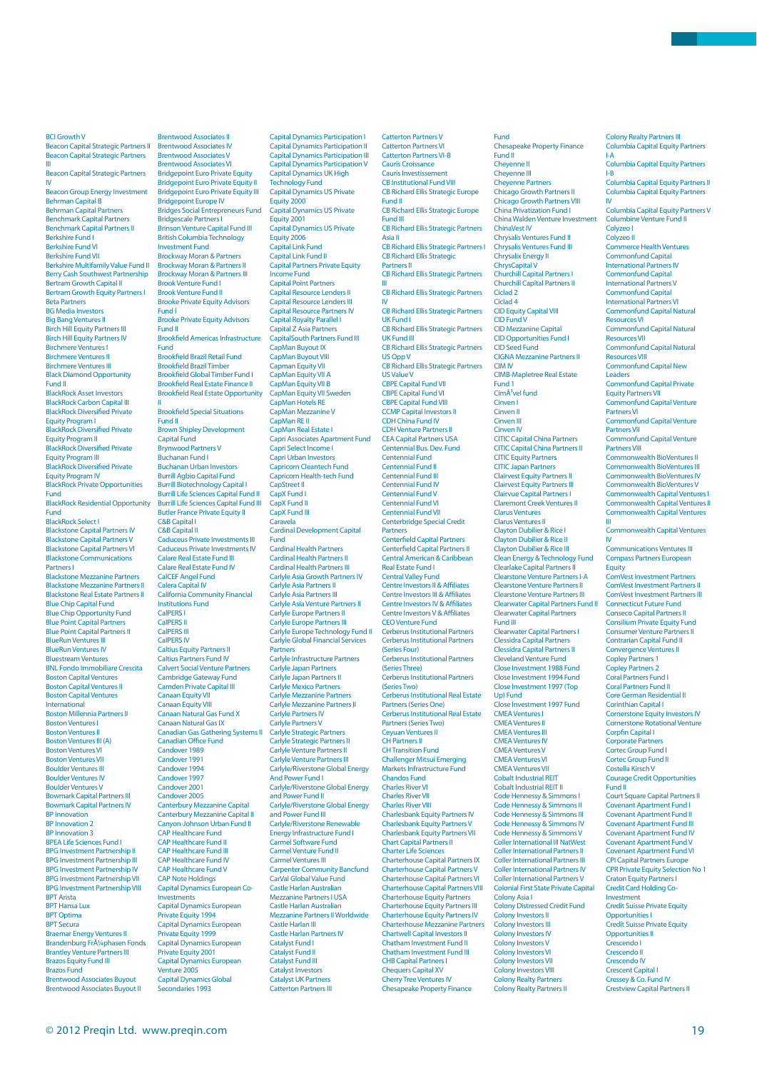BCI Growth V
Beacon Capital Strategic Partners II
Beacon Capital Strategic Partners III
Beacon Capital Strategic Partners IV
Beacon Group Energy Investment
Behrman Capital B
Behrman Capital Partners
Benchmark Capital Partners
Benchmark Capital Partners II
Berkshire Fund I
Berkshire Fund VI
Berkshire Fund VII
Berkshire Multifamily Value Fund II
Berry Cash Southwest Partnership
Bertram Growth Capital II
Bertram Growth Equity Partners I
Beta Partners
BG Media Investors
Big Bang Ventures II
Birch Hill Equity Partners III
Birch Hill Equity Partners IV
Birchmere Ventures I
Birchmere Ventures II
Birchmere Ventures III
Black Diamond Opportunity Fund II
BlackRock Asset Investors
BlackRock Carbon Capital III
BlackRock Diversified Private Equity Program I
BlackRock Diversified Private Equity Program II
BlackRock Diversified Private Equity Program III
BlackRock Diversified Private Equity Program IV
BlackRock Private Opportunities Fund
BlackRock Residential Opportunity Fund
BlackRock Select I
Blackstone Capital Partners IV
Blackstone Capital Partners V
Blackstone Capital Partners VI
Blackstone Communications Partners I
Blackstone Mezzanine Partners
Blackstone Mezzanine Partners II
Blackstone Real Estate Partners II
Blue Chip Capital Fund
Blue Chip Opportunity Fund
Blue Point Capital Partners
Blue Point Capital Partners II
BlueRun Ventures III
BlueRun Ventures IV
Bluestream Ventures
BNL Fondo Immobiliare Crescita
Boston Capital Ventures
Boston Capital Ventures II
Boston Capital Ventures International
Boston Millennia Partners II
Boston Ventures I
Boston Ventures II
Boston Ventures III (A)
Boston Ventures VI
Boston Ventures VII
Boulder Ventures III
Boulder Ventures IV
Boulder Ventures V
Bowmark Capital Partners III
Bowmark Capital Partners IV
BP Innovation
BP Innovation 2
BP Innovation 3
BPEA Life Sciences Fund I
BPG Investment Partnership II
BPG Investment Partnership III
BPG Investment Partnership IV
BPG Investment Partnership VII
BPG Investment Partnership VIII
BPT Arista
BPT Hansa Lux
BPT Optima
BPT Secura
Braemar Energy Ventures II
Brandenburg FrÃ¼hphasen Fonds
Brantley Venture Partners III
Brazos Equity Fund III
Brazos Fund
Brentwood Associates Buyout
Brentwood Associates Buyout II
Brentwood Associates II
Brentwood Associates IV
Brentwood Associates V
Brentwood Associates VI
Bridgepoint Euro Private Equity
Bridgepoint Euro Private Equity II
Bridgepoint Euro Private Equity III
Bridgepoint Europe IV
Bridgescale Partners I
Bridges Social Entrepreneurs Fund
Brinson Venture Capital Fund III
British Columbia Technology Investment Fund
Brockway Moran & Partners
Brockway Moran & Partners II
Brockway Moran & Partners III
Brook Venture Fund I
Brook Venture Fund II
Brooke Private Equity Advisors Fund I
Brooke Private Equity Advisors Fund II
Brookfield Americas Infrastructure Fund
Brookfield Brazil Retail Fund
Brookfield Brazil Timber
Brookfield Global Timber Fund I
Brookfield Real Estate Finance II
Brookfield Real Estate Opportunity II
Brookfield Special Situations Fund II
Brown Shipley Development Capital Fund
Brynwood Partners V
Buchanan Fund I
Buchanan Urban Investors
Burrill Agbio Capital Fund
Burrill Biotechnology Capital I
Burrill Life Sciences Capital Fund II
Burrill Life Sciences Capital Fund III
Butler France Private Equity II
C&B Capital I
C&B Capital II
Caduceus Private Investments III
Caduceus Private Investments IV
Calare Real Estate Fund III
Calare Real Estate Fund IV
CalCEF Angel Fund
Calera Capital IV
California Community Financial Institutions Fund
CalPERS I
CalPERS II
CalPERS III
CalPERS IV
Caltius Equity Partners II
Caltius Partners Fund IV
Calvert Social Venture Partners
Cambridge Gateway Fund
Camden Private Capital III
Canaan Equity VII
Canaan Equity VIII
Canaan Natural Gas Fund X
Canaan Natural Gas IX
Canadian Gas Gathering Systems II
Canadian Office Fund
Candover 1989
Candover 1991
Candover 1994
Candover 1997
Candover 2001
Candover 2005
Canterbury Mezzanine Capital
Canterbury Mezzanine Capital II
Canyon-Johnson Urban Fund II
CAP Healthcare Fund
CAP Healthcare Fund II
CAP Healthcare Fund III
CAP Healthcare Fund IV
CAP Healthcare Fund V
CAP Note Holdings
Capital Dynamics European Co-Investments
Capital Dynamics European Private Equity 1994
Capital Dynamics European Private Equity 1999
Capital Dynamics European Private Equity 2001
Capital Dynamics European Venture 2005
Capital Dynamics Global Secondaries 1993
Capital Dynamics Participation I
Capital Dynamics Participation II
Capital Dynamics Participation III
Capital Dynamics Participation V
Capital Dynamics UK High Technology Fund
Capital Dynamics US Private Equity 2000
Capital Dynamics US Private Equity 2001
Capital Dynamics US Private Equity 2006
Capital Link Fund
Capital Link Fund II
Capital Partners Private Equity Income Fund
Capital Point Partners
Capital Resource Lenders II
Capital Resource Lenders III
Capital Resource Partners IV
Capital Royalty Parallel I
Capital Z Asia Partners
CapitalSouth Partners Fund III
CapMan Buyout IX
CapMan Buyout VIII
Capman Equity VII
CapMan Equity VII A
CapMan Equity VII B
CapMan Equity VII Sweden
CapMan Hotels RE
CapMan Mezzanine V
CapMan RE II
CapMan Real Estate I
Capri Associates Apartment Fund
Capri Select Income I
Capri Urban Investors
Capricorn Cleantech Fund
Capricorn Health-tech Fund
CapStreet II
CapX Fund I
CapX Fund II
CapX Fund III
Caravela
Cardinal Development Capital Fund
Cardinal Health Partners
Cardinal Health Partners II
Cardinal Health Partners III
Carlyle Asia Growth Partners IV
Carlyle Asia Partners II
Carlyle Asia Partners III
Carlyle Asia Venture Partners II
Carlyle Europe Partners II
Carlyle Europe Partners III
Carlyle Europe Technology Fund II
Carlyle Global Financial Services Partners
Carlyle Infrastructure Partners
Carlyle Japan Partners
Carlyle Japan Partners II
Carlyle Mexico Partners
Carlyle Mezzanine Partners
Carlyle Mezzanine Partners II
Carlyle Partners IV
Carlyle Partners V
Carlyle Strategic Partners
Carlyle Strategic Partners II
Carlyle Venture Partners II
Carlyle Venture Partners III
Carlyle/Riverstone Global Energy And Power Fund I
Carlyle/Riverstone Global Energy and Power Fund II
Carlyle/Riverstone Global Energy and Power Fund III
Carlyle/Riverstone Renewable Energy Infrastructure Fund I
Carmel Software Fund
Carmel Venture Fund II
Carmel Ventures III
Carpenter Community Bancfund
CarVal Global Value Fund
Castle Harlan Australian Mezzanine Partners I USA
Castle Harlan Australian Mezzanine Partners II Worldwide
Castle Harlan III
Castle Harlan Partners IV
Catalyst Fund I
Catalyst Fund II
Catalyst Fund III
Catalyst Investors
Catalyst UK Partners
Catterton Partners III
Catterton Partners V
Catterton Partners VI
Catterton Partners VI-B
Cauris Croissance
Cauris Investissement
CB Institutional Fund VIII
CB Richard Ellis Strategic Europe Fund II
CB Richard Ellis Strategic Europe Fund III
CB Richard Ellis Strategic Partners Asia II
CB Richard Ellis Strategic Partners I
CB Richard Ellis Strategic Partners II
CB Richard Ellis Strategic Partners III
CB Richard Ellis Strategic Partners IV
CB Richard Ellis Strategic Partners UK Fund I
CB Richard Ellis Strategic Partners UK Fund III
CB Richard Ellis Strategic Partners US Opp V
CB Richard Ellis Strategic Partners US Value V
CBPE Capital Fund VII
CBPE Capital Fund VI
CBPE Capital Fund VIII
CCMP Capital Investors II
CDH China Fund IV
CDH Venture Partners II
CEA Capital Partners USA
Centennial Bus. Dev. Fund
Centennial Fund
Centennial Fund II
Centennial Fund III
Centennial Fund IV
Centennial Fund V
Centennial Fund VI
Centennial Fund VII
Centerbridge Special Credit Partners
Centerfield Capital Partners
Centerfield Capital Partners II
Central American & Caribbean Real Estate Fund I
Central Valley Fund
Centre Investors II & Affiliates
Centre Investors III & Affiliates
Centre Investors IV & Affiliates
Centre Investors V & Affiliates
CEO Venture Fund
Cerberus Institutional Partners
Cerberus Institutional Partners (Series Four)
Cerberus Institutional Partners (Series Three)
Cerberus Institutional Partners (Series Two)
Cerberus Institutional Real Estate Partners (Series One)
Cerberus Institutional Real Estate Partners (Series Two)
Ceyuan Ventures II
CH Partners II
CH Transition Fund
Challenger Mitsui Emerging Markets Infrastructure Fund
Chandos Fund
Charles River VI
Charles River VII
Charles River VIII
Charlesbank Equity Partners IV
Charlesbank Equity Partners V
Charlesbank Equity Partners VII
Chart Capital Partners II
Charter Life Sciences
Charterhouse Capital Partners IX
Charterhouse Capital Partners V
Charterhouse Capital Partners VI
Charterhouse Capital Partners VIII
Charterhouse Equity Partners
Charterhouse Equity Partners III
Charterhouse Equity Partners IV
Charterhouse Mezzanine Partners
Chartwell Capital Investors II
Chatham Investment Fund II
Chatham Investment Fund III
CHB Capital Partners I
Chequers Capital XV
Cherry Tree Ventures IV
Chesapeake Property Finance Fund
Chesapeake Property Finance Fund II
Cheyenne II
Cheyenne III
Cheyenne Partners
Chicago Growth Partners II
Chicago Growth Partners VIII
China Privatization Fund I
China Walden Venture Investment
ChinaVest IV
Chrysalis Ventures Fund II
Chrysalis Ventures Fund III
Chrysalix Energy II
ChrysCapital V
Churchill Capital Partners I
Churchill Capital Partners II
Ciclad 2
Ciclad 4
CID Equity Capital VIII
CID Fund V
CID Mezzanine Capital
CID Opportunities Fund I
CID Seed Fund
CIGNA Mezzanine Partners II
CIM IV
CIMB-Mapletree Real Estate Fund 1
CimÂ³vel fund
Cinven I
Cinven II
Cinven III
Cinven IV
CITIC Capital China Partners
CITIC Capital China Partners II
CITIC Equity Partners
CITIC Japan Partners
Clairvest Equity Partners II
Clairvest Equity Partners III
Clairvue Capital Partners I
Claremont Creek Ventures II
Clarus Ventures
Clarus Ventures II
Clayton Dubilier & Rice I
Clayton Dubilier & Rice II
Clayton Dubilier & Rice III
Clean Energy & Technology Fund
Clearlake Capital Partners II
Clearstone Venture Partners I-A
Clearstone Venture Partners II
Clearstone Venture Partners III
Clearwater Capital Partners Fund II
Clearwater Capital Partners Fund III
Clearwater Capital Partners I
Clessidra Capital Partners
Clessidra Capital Partners II
Cleveland Venture Fund
Close Investment 1988 Fund
Close Investment 1994 Fund
Close Investment 1997 (Top Up) Fund
Close Investment 1997 Fund
CMEA Ventures I
CMEA Ventures II
CMEA Ventures III
CMEA Ventures IV
CMEA Ventures V
CMEA Ventures VI
CMEA Ventures VII
Cobalt Industrial REIT
Cobalt Industrial REIT II
Code Hennessy & Simmons I
Code Hennessy & Simmons II
Code Hennessy & Simmons III
Code Hennessy & Simmons IV
Code Hennessy & Simmons V
Coller International III NatWest
Coller International Partners II
Coller International Partners III
Coller International Partners IV
Coller International Partners V
Colonial First State Private Capital
Colony Asia I
Colony Distressed Credit Fund
Colony Investors II
Colony Investors III
Colony Investors IV
Colony Investors V
Colony Investors VI
Colony Investors VII
Colony Investors VIII
Colony Realty Partners
Colony Realty Partners II
Colony Realty Partners III
Columbia Capital Equity Partners I-A
Columbia Capital Equity Partners I-B
Columbia Capital Equity Partners II
Columbia Capital Equity Partners IV
Columbia Capital Equity Partners V
Columbine Venture Fund II
Colyzeo I
Colyzeo II
Commerce Health Ventures
Commonfund Capital International Partners IV
Commonfund Capital International Partners V
Commonfund Capital International Partners VI
Commonfund Capital Natural Resources VI
Commonfund Capital Natural Resources VII
Commonfund Capital Natural Resources VIII
Commonfund Capital New Leaders
Commonfund Capital Private Equity Partners VII
Commonfund Capital Venture Partners VI
Commonfund Capital Venture Partners VII
Commonfund Capital Venture Partners VIII
Commonwealth BioVentures II
Commonwealth BioVentures III
Commonwealth BioVentures IV
Commonwealth BioVentures V
Commonwealth Capital Ventures I
Commonwealth Capital Ventures II
Commonwealth Capital Ventures III
Commonwealth Capital Ventures IV
Communications Ventures III
Compass Partners European Equity
ComVest Investment Partners
ComVest Investment Partners II
ComVest Investment Partners III
Connecticut Future Fund
Conseco Capital Partners II
Consilium Private Equity Fund
Consumer Venture Partners II
Contrarian Capital Fund II
Convergence Ventures II
Copley Partners 1
Copley Partners 2
Coral Partners Fund I
Coral Partners Fund II
Core German Residential II
Corinthian Capital I
Cornerstone Equity Investors IV
Cornerstone Rotational Venture
Corpfin Capital I
Corporate Partners
Cortec Group Fund I
Cortec Group Fund II
Costella Kirsch V
Courage Credit Opportunities Fund II
Court Square Capital Partners II
Covenant Apartment Fund I
Covenant Apartment Fund II
Covenant Apartment Fund III
Covenant Apartment Fund IV
Covenant Apartment Fund V
Covenant Apartment Fund VI
CPI Capital Partners Europe
CPR Private Equity Selection No 1
Craton Equity Partners I
Credit Card Holding Co-Investment
Credit Suisse Private Equity Opportunities I
Credit Suisse Private Equity Opportunities II
Crescendo I
Crescendo II
Crescendo III
Crescent Capital I
Cressey & Co. Fund IV
Crestview Capital Partners II

© 2012 Preqin Ltd. www.preqin.com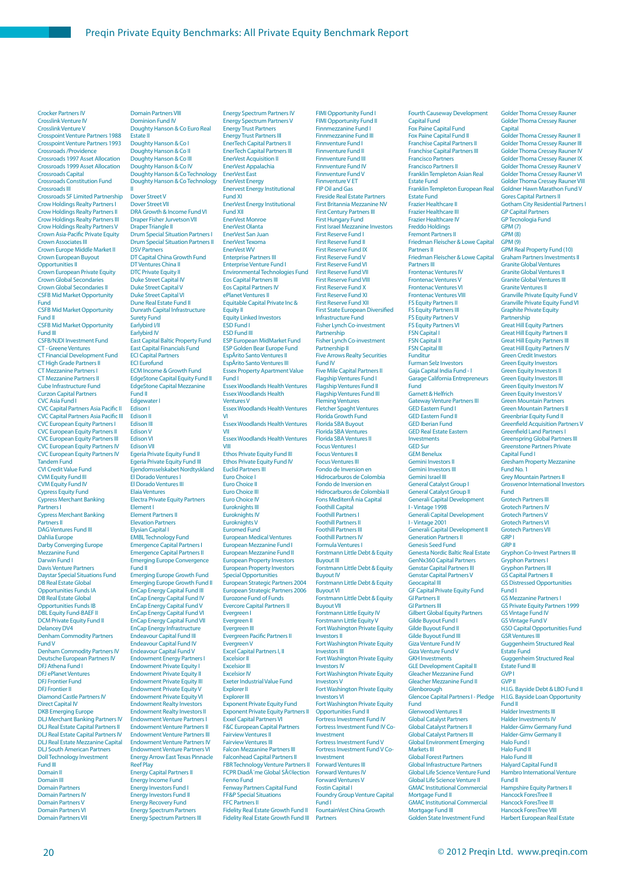Crocker Partners IV
Crosslink Venture IV
Crosslink Venture V
Crosspoint Venture Partners 1988
Crosspoint Venture Partners 1993
Crossroads /Providence
Crossroads 1997 Asset Allocation
Crossroads 1999 Asset Allocation
Crossroads Capital
Crossroads Constitution Fund
Crossroads III
Crossroads SF Limited Partnership
Crow Holdings Realty Partners I
Crow Holdings Realty Partners II
Crow Holdings Realty Partners III
Crow Holdings Realty Partners V
Crown Asia-Pacific Private Equity
Crown Associates III
Crown Europe Middle Market II
Crown European Buyout Opportunities I
Crown European Private Equity
Crown Global Secondaries
Crown Global Secondaries II
CSFB Mid Market Opportunity Fund
CSFB Mid Market Opportunity Fund II
CSFB Mid Market Opportunity Fund III
CSFB/NJDI Investment Fund
CT - Greene Ventures
CT Financial Development Fund
CT High Grade Partners II
CT Mezzanine Partners I
CT Mezzanine Partners II
Cube Infrastructure Fund
Curzon Capital Partners
CVC Asia Fund I
CVC Capital Partners Asia Pacific II
CVC Capital Partners Asia Pacific III
CVC European Equity Partners I
CVC European Equity Partners II
CVC European Equity Partners III
CVC European Equity Partners IV
CVC European Equity Partners IV Tandem Fund
CVI Credit Value Fund
CVM Equity Fund III
CVM Equity Fund IV
Cypress Equity Fund
Cypress Merchant Banking Partners I
Cypress Merchant Banking Partners II
DAG Ventures Fund III
Dahlia Europe
Darby Converging Europe Mezzanine Fund
Darwin Fund I
Davis Venture Partners
Daystar Special Situations Fund
DB Real Estate Global Opportunities Funds IA
DB Real Estate Global Opportunities Funds IB
DBL Equity Fund-BAEF II
DCM Private Equity Fund II
Delancey DV4
Denham Commodity Partners Fund V
Denham Commodity Partners IV
Deutsche European Partners IV
DFJ Athena Fund I
DFJ ePlanet Ventures
DFJ Frontier Fund
DFJ Frontier II
Diamond Castle Partners IV
Direct Capital IV
DKB Emerging Europe
DLJ Merchant Banking Partners IV
DLJ Real Estate Capital Partners II
DLJ Real Estate Capital Partners IV
DLJ Real Estate Mezzanine Capital
DLJ South American Partners
Doll Technology Investment Fund III
Domain II
Domain III
Domain Partners
Domain Partners IV
Domain Partners V
Domain Partners VI
Domain Partners VII
Domain Partners VIII
Dominion Fund IV
Doughty Hanson & Co Euro Real Estate II
Doughty Hanson & Co I
Doughty Hanson & Co II
Doughty Hanson & Co III
Doughty Hanson & Co IV
Doughty Hanson & Co Technology
Doughty Hanson & Co Technology II
Dover Street V
Dover Street VII
DRA Growth & Income Fund VI
Draper Fisher Jurvetson VII
Draper Triangle II
Drum Special Situation Partners I
Drum Special Situation Partners II
DSV Partners
DT Capital China Growth Fund
DT Ventures China II
Duke Street Capital IV
Duke Street Capital V
Duke Street Capital VI
Dune Real Estate Fund II
Dunrath Capital Infrastructure Surety Fund
Earlybird I/II
Earlybird IV
East Capital Baltic Property Fund
East Capital Financials Fund
ECI Capital Partners
ECI Eurofund
ECM Income & Growth Fund
EdgeStone Capital Equity Fund II
EdgeStone Capital Mezzanine Fund II
Edgewater I
Edison I
Edison II
Edison III
Edison V
Edison VI
Edison VII
Egeria Private Equity Fund II
Egeria Private Equity Fund III
Ejendomsselskabet Nordtyskland
El Dorado Ventures I
El Dorado Ventures III
Elaia Ventures
Electra Private Equity Partners
Element I
Element Partners II
Elevation Partners
Elysian Capital I
EMBL Technology Fund
Emergence Capital Partners I
Emergence Capital Partners II
Emerging Europe Convergence Fund II
Emerging Europe Growth Fund
Emerging Europe Growth Fund II
EnCap Energy Capital Fund III
EnCap Energy Capital Fund IV
EnCap Energy Capital Fund V
EnCap Energy Capital Fund VI
EnCap Energy Capital Fund VII
EnCap Energy Infrastructure
Endeavour Capital Fund III
Endeavour Capital Fund IV
Endeavour Capital Fund V
Endowment Energy Partners I
Endowment Private Equity I
Endowment Private Equity II
Endowment Private Equity III
Endowment Private Equity V
Endowment Private Equity VI
Endowment Realty Investors
Endowment Realty Investors II
Endowment Venture Partners I
Endowment Venture Partners II
Endowment Venture Partners III
Endowment Venture Partners IV
Endowment Venture Partners V
Energy Arrow East Texas Pinnacle Reef Play
Energy Capital Partners II
Energy Income Fund
Energy Investors Fund I
Energy Investors Fund II
Energy Recovery Fund
Energy Spectrum Partners
Energy Spectrum Partners III
Energy Spectrum Partners IV
Energy Spectrum Partners V
Energy Trust Partners
Energy Trust Partners III
EnerTech Capital Partners II
EnerTech Capital Partners III
EnerVest Acquisition II
EnerVest Appalachia
EnerVest East
EnerVest Energy
Enervest Energy Institutional Fund XI
EnerVest Energy Institutional Fund XII
EnerVest Monroe
EnerVest Olanta
EnerVest San Juan
EnerVest Texoma
EnerVest WV
Enterprise Partners III
Enterprise Venture Fund I
Environmental Technologies Fund
Eos Capital Partners III
Eos Capital Partners IV
ePlanet Ventures II
Equitable Capital Private Inc & Equity II
Equity Linked Investors
ESD Fund I
ESD Fund III
ESP European MidMarket Fund
ESP Golden Bear Europe Fund
EspÃrito Santo Ventures II
EspÃrito Santo Ventures III
Essex Property Apartment Value Fund I
Essex Woodlands Health Ventures
Essex Woodlands Health Ventures V
Essex Woodlands Health Ventures VI
Essex Woodlands Health Ventures VII
Essex Woodlands Health Ventures VIII
Ethos Private Equity Fund III
Ethos Private Equity Fund IV
Euclid Partners III
Euro Choice I
Euro Choice II
Euro Choice III
Euro Choice IV
Euroknights III
Euroknights IV
Euroknights V
Euromed Fund
European Medical Ventures
European Mezzanine Fund I
European Mezzanine Fund II
European Property Investors
European Property Investors Special Opportunities
European Strategic Partners 2004
European Strategic Partners 2006
Eurozone Fund of Funds
Evercore Capital Partners II
Evergreen I
Evergreen II
Evergreen III
Evergreen Pacific Partners II
Evergreen V
Excel Capital Partners I, II
Excelsior II
Excelsior III
Excelsior IV
Exeter Industrial Value Fund
Explorer II
Explorer III
Exponent Private Equity Fund
Exponent Private Equity Partners II
Exxel Capital Partners VI
F&C European Capital Partners
Fairview Ventures II
Fairview Ventures III
Falcon Mezzanine Partners III
Falconhead Capital Partners II
FBR Technology Venture Partners II
FCPR DiadÃ¨me Global SÃ©lection
Fenno Fund
Fenway Partners Capital Fund
FF&P Special Situations
FFC Partners II
Fidelity Real Estate Growth Fund II
Fidelity Real Estate Growth Fund III
FIMI Opportunity Fund I
FIMI Opportunity Fund II
Finnmezzanine Fund I
Finnmezzanine Fund III
Finnventure Fund I
Finnventure Fund II
Finnventure Fund III
Finnventure Fund IV
Finnventure Fund V
Finnventure V ET
FIP Oil and Gas
Fireside Real Estate Partners
First Britannia Mezzanine NV
First Century Partners III
First Hungary Fund
First Israel Mezzanine Investors
First Reserve Fund I
First Reserve Fund II
First Reserve Fund IX
First Reserve Fund V
First Reserve Fund VI
First Reserve Fund VII
First Reserve Fund VIII
First Reserve Fund X
First Reserve Fund XI
First Reserve Fund XII
First State European Diversified Infrastructure Fund
Fisher Lynch Co-investment Partnership
Fisher Lynch Co-investment Partnership II
Five Arrows Realty Securities Fund IV
Five Mile Capital Partners II
Flagship Ventures Fund I
Flagship Ventures Fund II
Flagship Ventures Fund III
Fleming Ventures
Fletcher Spaght Ventures
Florida Growth Fund
Florida SBA Buyout
Florida SBA Ventures
Florida SBA Ventures II
Focus Ventures I
Focus Ventures II
Focus Ventures III
Fondo de Inversion en Hidrocarburos de Colombia
Fondo de Inversion en Hidrocarburos de Colombia II
Fons MediterrÃ nia Capital
Foothill Capital
Foothill Partners I
Foothill Partners II
Foothill Partners III
Foothill Partners IV
Formula Ventures I
Forstmann Little Debt & Equity Buyout III
Forstmann Little Debt & Equity Buyout IV
Forstmann Little Debt & Equity Buyout VI
Forstmann Little Debt & Equity Buyout VII
Forstmann Little Equity IV
Forstmann Little Equity V
Fort Washington Private Equity Investors II
Fort Washington Private Equity Investors III
Fort Washington Private Equity Investors IV
Fort Washington Private Equity Investors V
Fort Washington Private Equity Investors VI
Fort Washington Private Equity Opportunities Fund II
Fortress Investment Fund IV
Fortress Investment Fund IV Co-Investment
Fortress Investment Fund V
Fortress Investment Fund V Co-Investment
Forward Ventures III
Forward Ventures IV
Forward Ventures V
Fostin Capital I
Foundry Group Venture Capital Fund I
FountainVest China Growth Partners
Fourth Causeway Development Capital Fund
Fox Paine Capital Fund
Fox Paine Capital Fund II
Franchise Capital Partners II
Franchise Capital Partners III
Francisco Partners
Francisco Partners II
Franklin Templeton Asian Real Estate Fund
Franklin Templeton European Real Estate Fund
Frazier Healthcare II
Frazier Healthcare III
Frazier Healthcare IV
Freddo Holdings
Fremont Partners III
Friedman Fleischer & Lowe Capital Partners II
Friedman Fleischer & Lowe Capital Partners III
Frontenac Ventures IV
Frontenac Ventures V
Frontenac Ventures VI
Frontenac Ventures VIII
FS Equity Partners II
FS Equity Partners III
FS Equity Partners V
FS Equity Partners VI
FSN Capital I
FSN Capital II
FSN Capital III
Funditur
Furman Selz Investors
Gaja Capital India Fund - I
Garage California Entrepreneurs Fund
Garnett & Helfrich
Gateway Venture Partners III
GED Eastern Fund I
GED Eastern Fund II
GED Iberian Fund
GED Real Estate Eastern Investments
GED Sur
GEM Benelux
Gemini Investors II
Gemini Investors III
Gemini Israel III
General Catalyst Group I
General Catalyst Group II
Generali Capital Development I - Vintage 1998
Generali Capital Development I - Vintage 2001
Generali Capital Development II
Generation Partners II
Genesis Seed Fund
Genesta Nordic Baltic Real Estate
GenNx360 Capital Partners
Genstar Capital Partners III
Genstar Capital Partners V
Geocapital III
GF Capital Private Equity Fund
GI Partners II
GI Partners III
Gilbert Global Equity Partners
Gilde Buyout Fund I
Gilde Buyout Fund II
Gilde Buyout Fund III
Giza Venture Fund IV
Giza Venture Fund V
GKH Investments
GLE Development Capital II
Gleacher Mezzanine Fund
Gleacher Mezzanine Fund II
Glenborough
Glencoe Capital Partners I - Pledge Fund
Glenwood Ventures II
Global Catalyst Partners
Global Catalyst Partners II
Global Catalyst Partners III
Global Environment Emerging Markets III
Global Forest Partners
Global Infrastructure Partners
Global Life Science Venture Fund
Global Life Science Venture Fund II
GMAC Institutional Commercial Mortgage Fund II
GMAC Institutional Commercial Mortgage Fund III
Golden State Investment Fund
Golder Thoma Cressey Rauner
Golder Thoma Cressey Rauner Capital
Golder Thoma Cressey Rauner II
Golder Thoma Cressey Rauner III
Golder Thoma Cressey Rauner IV
Golder Thoma Cressey Rauner IX
Golder Thoma Cressey Rauner V
Golder Thoma Cressey Rauner VI
Golder Thoma Cressey Rauner VIII
Goldner Hawn Marathon Fund V
Gores Capital Partners II
Gotham City Residential Partners I
GP Capital Partners
GP Tecnologia Fund
GPM (7)
GPM (8)
GPM (9)
GPM Real Property Fund (10)
Graham Partners Investments II
Granite Global Ventures
Granite Global Ventures II
Granite Global Ventures III
Granite Ventures II
Granville Private Equity Fund V
Granville Private Equity Fund VI
Graphite Private Equity Partnership
Great Hill Equity Partners
Great Hill Equity Partners II
Great Hill Equity Partners III
Great Hill Equity Partners IV
Green Credit Investors
Green Equity Investors
Green Equity Investors II
Green Equity Investors III
Green Equity Investors IV
Green Equity Investors V
Green Mountain Partners
Green Mountain Partners II
Greenbriar Equity Fund II
Greenfield Acquisition Partners V
Greenfield Land Partners I
Greenspring Global Partners III
Greenstone Partners Private Capital Fund I
Gresham Property Mezzanine Fund No. 1
Grey Mountain Partners II
Grosvenor International Investors Fund
Grotech Partners III
Grotech Partners IV
Grotech Partners V
Grotech Partners VI
Grotech Partners VII
GRP I
GRP II
Gryphon Co-Invest Partners III
Gryphon Partners I
Gryphon Partners III
GS Capital Partners II
GS Distressed Opportunities Fund I
GS Mezzanine Partners I
GS Private Equity Partners 1999
GS Vintage Fund IV
GS Vintage Fund V
GSC Capital Opportunities Fund
GSR Ventures III
Guggenheim Structured Real Estate Fund
Guggenheim Structured Real Estate Fund III
GVP I
GVP II
H.I.G. Bayside Debt & LBO Fund II
H.I.G. Bayside Loan Opportunity Fund II
Halder Investments III
Halder Investments IV
Halder-Gimv Germany Fund
Halder-Gimv Germany II
Halo Fund I
Halo Fund II
Halo Fund III
Halyard Capital Fund II
Hambro International Venture Fund II
Hampshire Equity Partners II
Hancock ForesTree II
Hancock ForesTree III
Hancock ForesTree VIII
Harbert European Real Estate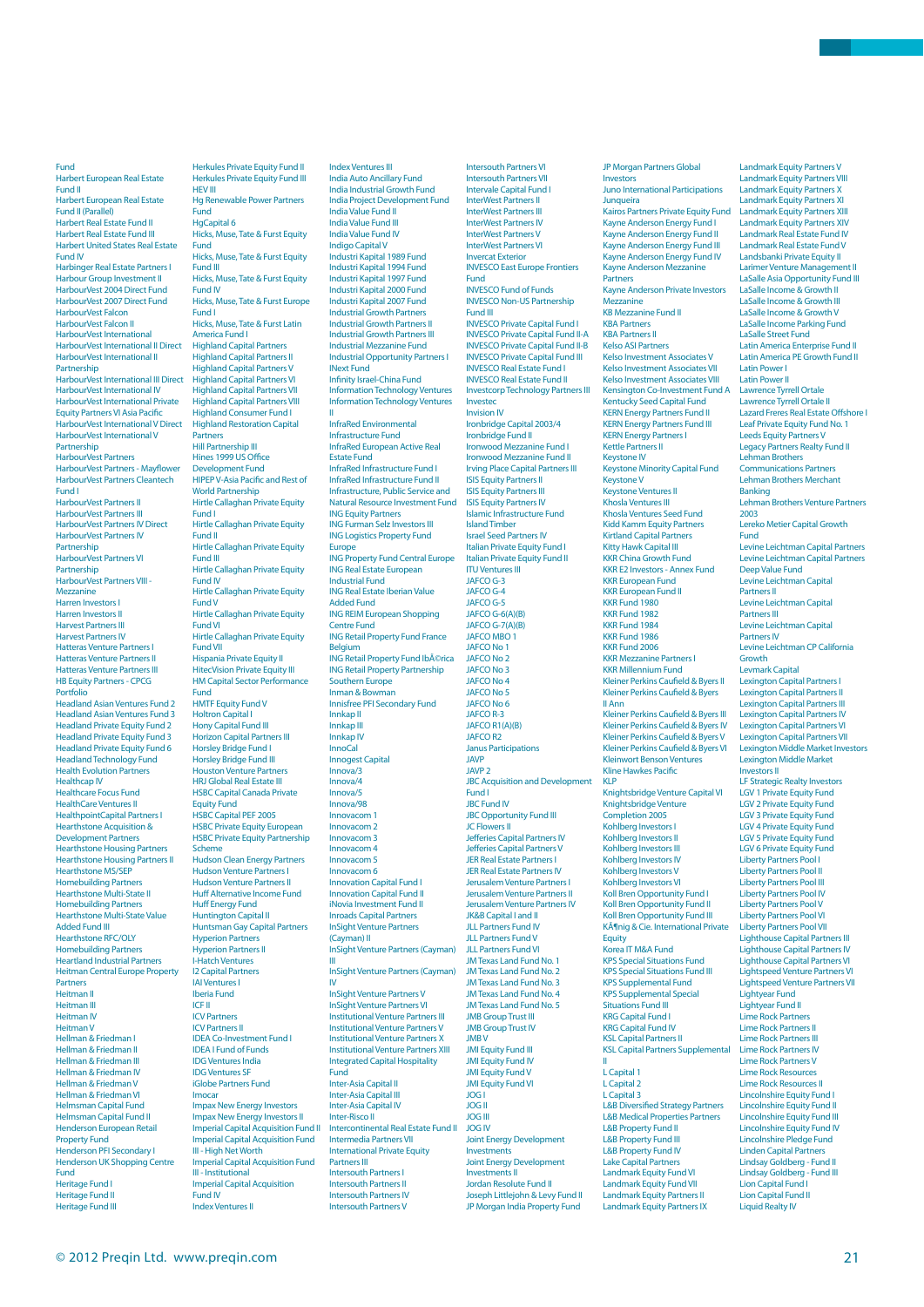Fund
Harbert European Real Estate Fund II
Harbert European Real Estate Fund II (Parallel)
Harbert Real Estate Fund II
Harbert Real Estate Fund III
Harbert United States Real Estate Fund IV
Harbinger Real Estate Partners I
Harbour Group Investment II
HarbourVest 2004 Direct Fund
HarbourVest 2007 Direct Fund
HarbourVest Falcon
HarbourVest Falcon II
HarbourVest International
HarbourVest International II Direct
HarbourVest International II Partnership
HarbourVest International III Direct
HarbourVest International IV
HarbourVest International Private Equity Partners VI Asia Pacific
HarbourVest International V Direct
HarbourVest International V Partnership
HarbourVest Partners
HarbourVest Partners - Mayflower
HarbourVest Partners Cleantech Fund I
HarbourVest Partners II
HarbourVest Partners III
HarbourVest Partners IV Direct
HarbourVest Partners IV Partnership
HarbourVest Partners VI Partnership
HarbourVest Partners VIII - Mezzanine
Harren Investors I
Harren Investors II
Harvest Partners III
Harvest Partners IV
Hatteras Venture Partners I
Hatteras Venture Partners II
Hatteras Venture Partners III
HB Equity Partners - CPCG Portfolio
Headland Asian Ventures Fund 2
Headland Asian Ventures Fund 3
Headland Private Equity Fund 2
Headland Private Equity Fund 3
Headland Private Equity Fund 6
Headland Technology Fund
Health Evolution Partners
Healthcap IV
Healthcare Focus Fund
HealthCare Ventures II
HealthpointCapital Partners I
Hearthstone Acquisition & Development Partners
Hearthstone Housing Partners
Hearthstone Housing Partners II
Hearthstone MS/SEP Homebuilding Partners
Hearthstone Multi-State II Homebuilding Partners
Hearthstone Multi-State Value Added Fund III
Hearthstone RFC/OLY Homebuilding Partners
Heartland Industrial Partners
Heitman Central Europe Property Partners
Heitman II
Heitman III
Heitman IV
Heitman V
Hellman & Friedman I
Hellman & Friedman II
Hellman & Friedman III
Hellman & Friedman IV
Hellman & Friedman V
Hellman & Friedman VI
Helmsman Capital Fund
Helmsman Capital Fund II
Henderson European Retail Property Fund
Henderson PFI Secondary I
Henderson UK Shopping Centre Fund
Heritage Fund I
Heritage Fund II
Heritage Fund III
Herkules Private Equity Fund II
Herkules Private Equity Fund III
HEV III
Hg Renewable Power Partners Fund
HgCapital 6
Hicks, Muse, Tate & Furst Equity Fund
Hicks, Muse, Tate & Furst Equity Fund III
Hicks, Muse, Tate & Furst Equity Fund IV
Hicks, Muse, Tate & Furst Europe Fund I
Hicks, Muse, Tate & Furst Latin America Fund I
Highland Capital Partners
Highland Capital Partners II
Highland Capital Partners V
Highland Capital Partners VI
Highland Capital Partners VII
Highland Capital Partners VIII
Highland Consumer Fund I
Highland Restoration Capital Partners
Hill Partnership III
Hines 1999 US Office Development Fund
HIPEP V-Asia Pacific and Rest of World Partnership
Hirtle Callaghan Private Equity Fund I
Hirtle Callaghan Private Equity Fund II
Hirtle Callaghan Private Equity Fund III
Hirtle Callaghan Private Equity Fund IV
Hirtle Callaghan Private Equity Fund V
Hirtle Callaghan Private Equity Fund VI
Hirtle Callaghan Private Equity Fund VII
Hispania Private Equity II
HitecVision Private Equity III
HM Capital Sector Performance Fund
HMTF Equity Fund V
Holtron Capital I
Hony Capital Fund III
Horizon Capital Partners III
Horsley Bridge Fund I
Horsley Bridge Fund III
Houston Venture Partners
HRJ Global Real Estate II
HSBC Capital Canada Private Equity Fund
HSBC Capital PEF 2005
HSBC Private Equity European
HSBC Private Equity Partnership Scheme
Hudson Clean Energy Partners
Hudson Venture Partners I
Hudson Venture Partners II
Huff Alternative Income Fund
Huff Energy Fund
Huntington Capital II
Huntsman Gay Capital Partners
Hyperion Partners
Hyperion Partners II
I-Hatch Ventures
I2 Capital Partners
IAI Ventures I
Iberia Fund
ICF II
ICV Partners
ICV Partners II
IDEA Co-Investment Fund I
IDEA I Fund of Funds
IDG Ventures India
IDG Ventures SF
iGlobe Partners Fund
Imocar
Impax New Energy Investors
Impax New Energy Investors II
Imperial Capital Acquisition Fund II
Imperial Capital Acquisition Fund III - High Net Worth
Imperial Capital Acquisition Fund III - Institutional
Imperial Capital Acquisition Fund IV
Index Ventures II
Index Ventures III
India Auto Ancillary Fund
India Industrial Growth Fund
India Project Development Fund
India Value Fund II
India Value Fund III
India Value Fund IV
Indigo Capital V
Industri Kapital 1989 Fund
Industri Kapital 1994 Fund
Industri Kapital 1997 Fund
Industri Kapital 2000 Fund
Industri Kapital 2007 Fund
Industrial Growth Partners
Industrial Growth Partners II
Industrial Growth Partners III
Industrial Mezzanine Fund
Industrial Opportunity Partners I
INext Fund
Infinity Israel-China Fund
Information Technology Ventures
Information Technology Ventures II
InfraRed Environmental Infrastructure Fund
InfraRed European Active Real Estate Fund
InfraRed Infrastructure Fund I
InfraRed Infrastructure Fund II
Infrastructure, Public Service and Natural Resource Investment Fund
ING Equity Partners
ING Furman Selz Investors III
ING Logistics Property Fund Europe
ING Property Fund Central Europe
ING Real Estate European Industrial Fund
ING Real Estate Iberian Value Added Fund
ING REIM European Shopping Centre Fund
ING Retail Property Fund France Belgium
ING Retail Property Fund IbÃ©rica
ING Retail Property Partnership Southern Europe
Inman & Bowman
Innisfree PFI Secondary Fund
Innkap II
Innkap III
Innkap IV
InnoCal
Innogest Capital
Innova/3
Innova/4
Innova/5
Innova/98
Innovacom 1
Innovacom 2
Innovacom 3
Innovacom 4
Innovacom 5
Innovacom 6
Innovation Capital Fund I
Innovation Capital Fund II
iNovia Investment Fund II
Inroads Capital Partners
InSight Venture Partners (Cayman) II
InSight Venture Partners (Cayman) III
InSight Venture Partners (Cayman) IV
InSight Venture Partners V
InSight Venture Partners VI
Institutional Venture Partners III
Institutional Venture Partners IV
Institutional Venture Partners X
Institutional Venture Partners XIII
Integrated Capital Hospitality Fund
Inter-Asia Capital II
Inter-Asia Capital III
Inter-Asia Capital IV
Inter-Risco II
Intercontinental Real Estate Fund II
Intermedia Partners VII
International Private Equity Partners III
Intersouth Partners I
Intersouth Partners II
Intersouth Partners IV
Intersouth Partners V
Intersouth Partners VI
Intersouth Partners VII
Intervale Capital Fund I
InterWest Partners II
InterWest Partners III
InterWest Partners IV
InterWest Partners V
InterWest Partners VI
Invercat Exterior
INVESCO East Europe Frontiers Fund
INVESCO Fund of Funds
INVESCO Non-US Partnership Fund III
INVESCO Private Capital Fund I
INVESCO Private Capital Fund II-A
INVESCO Private Capital Fund II-B
INVESCO Private Capital Fund III
INVESCO Real Estate Fund I
INVESCO Real Estate Fund II
Investcorp Technology Partners III
Investec
Invision IV
Ironbridge Capital 2003/4
Ironbridge Fund II
Ironwood Mezzanine Fund I
Ironwood Mezzanine Fund II
Irving Place Capital Partners III
ISIS Equity Partners II
ISIS Equity Partners III
ISIS Equity Partners IV
Islamic Infrastructure Fund
Island Timber
Israel Seed Partners IV
Italian Private Equity Fund I
Italian Private Equity Fund II
ITU Ventures III
JAFCO G-3
JAFCO G-4
JAFCO G-5
JAFCO G-6(A)(B)
JAFCO G-7(A)(B)
JAFCO MBO 1
JAFCO No 1
JAFCO No 2
JAFCO No 3
JAFCO No 4
JAFCO No 5
JAFCO No 6
JAFCO R-3
JAFCO R1(A)(B)
JAFCO R2
Janus Participations
JAVP
JAVP 2
JBC Acquisition and Development Fund I
JBC Fund IV
JBC Opportunity Fund III
JC Flowers II
Jefferies Capital Partners IV
Jefferies Capital Partners V
JER Real Estate Partners I
JER Real Estate Partners IV
Jerusalem Venture Partners I
Jerusalem Venture Partners II
Jerusalem Venture Partners IV
JK&B Capital I and II
JLL Partners Fund IV
JLL Partners Fund V
JLL Partners Fund VI
JM Texas Land Fund No. 1
JM Texas Land Fund No. 2
JM Texas Land Fund No. 3
JM Texas Land Fund No. 4
JM Texas Land Fund No. 5
JMB Group Trust III
JMB Group Trust IV
JMB V
JMI Equity Fund III
JMI Equity Fund IV
JMI Equity Fund V
JMI Equity Fund VI
JOG I
JOG II
JOG III
JOG IV
Joint Energy Development Investments
Joint Energy Development Investments II
Jordan Resolute Fund II
Joseph Littlejohn & Levy Fund II
JP Morgan India Property Fund
JP Morgan Partners Global Investors
Juno International Participations
Junqueira
Kairos Partners Private Equity Fund
Kayne Anderson Energy Fund I
Kayne Anderson Energy Fund II
Kayne Anderson Energy Fund III
Kayne Anderson Energy Fund IV
Kayne Anderson Mezzanine Partners
Kayne Anderson Private Investors Mezzanine
KB Mezzanine Fund II
KBA Partners
KBA Partners II
Kelso ASI Partners
Kelso Investment Associates V
Kelso Investment Associates VII
Kelso Investment Associates VIII
Kensington Co-Investment Fund A
Kentucky Seed Capital Fund
KERN Energy Partners Fund II
KERN Energy Partners Fund III
KERN Energy Partners I
Kettle Partners II
Keystone IV
Keystone Minority Capital Fund
Keystone V
Keystone Ventures II
Khosla Ventures III
Khosla Ventures Seed Fund
Kidd Kamm Equity Partners
Kirtland Capital Partners
Kitty Hawk Capital III
KKR China Growth Fund
KKR E2 Investors - Annex Fund
KKR European Fund
KKR European Fund II
KKR Fund 1980
KKR Fund 1982
KKR Fund 1984
KKR Fund 1986
KKR Fund 2006
KKR Mezzanine Partners I
KKR Millennium Fund
Kleiner Perkins Caufield & Byers II
Kleiner Perkins Caufield & Byers II Ann
Kleiner Perkins Caufield & Byers III
Kleiner Perkins Caufield & Byers IV
Kleiner Perkins Caufield & Byers V
Kleiner Perkins Caufield & Byers VI
Kleinwort Benson Ventures
Kline Hawkes Pacific
KLP
Knightsbridge Venture Capital VI
Knightsbridge Venture Completion 2005
Kohlberg Investors I
Kohlberg Investors II
Kohlberg Investors III
Kohlberg Investors IV
Kohlberg Investors V
Kohlberg Investors VI
Koll Bren Opportunity Fund I
Koll Bren Opportunity Fund II
Koll Bren Opportunity Fund III
KÃ¶nig & Cie. International Private Equity
Korea IT M&A Fund
KPS Special Situations Fund
KPS Special Situations Fund III
KPS Supplemental Fund
KPS Supplemental Special Situations Fund III
KRG Capital Fund I
KRG Capital Fund IV
KSL Capital Partners II
KSL Capital Partners Supplemental II
L Capital 1
L Capital 2
L Capital 3
L&B Diversified Strategy Partners
L&B Medical Properties Partners
L&B Property Fund II
L&B Property Fund III
L&B Property Fund IV
Lake Capital Partners
Landmark Equity Fund VI
Landmark Equity Fund VII
Landmark Equity Partners II
Landmark Equity Partners IX
Landmark Equity Partners V
Landmark Equity Partners VIII
Landmark Equity Partners X
Landmark Equity Partners XI
Landmark Equity Partners XIII
Landmark Equity Partners XIV
Landmark Real Estate Fund IV
Landmark Real Estate Fund V
Landsbanki Private Equity II
Larimer Venture Management II
LaSalle Asia Opportunity Fund III
LaSalle Income & Growth II
LaSalle Income & Growth III
LaSalle Income & Growth V
LaSalle Income Parking Fund
LaSalle Street Fund
Latin America Enterprise Fund II
Latin America PE Growth Fund II
Latin Power I
Latin Power II
Lawrence Tyrrell Ortale
Lawrence Tyrrell Ortale II
Lazard Freres Real Estate Offshore I
Leaf Private Equity Fund No. 1
Leeds Equity Partners V
Legacy Partners Realty Fund II
Lehman Brothers Communications Partners
Lehman Brothers Merchant Banking
Lehman Brothers Venture Partners 2003
Lereko Metier Capital Growth Fund
Levine Leichtman Capital Partners
Levine Leichtman Capital Partners Deep Value Fund
Levine Leichtman Capital Partners II
Levine Leichtman Capital Partners III
Levine Leichtman Capital Partners IV
Levine Leichtman CP California Growth
Levmark Capital
Lexington Capital Partners I
Lexington Capital Partners II
Lexington Capital Partners III
Lexington Capital Partners IV
Lexington Capital Partners VI
Lexington Capital Partners VII
Lexington Middle Market Investors
Lexington Middle Market Investors II
LF Strategic Realty Investors
LGV 1 Private Equity Fund
LGV 2 Private Equity Fund
LGV 3 Private Equity Fund
LGV 4 Private Equity Fund
LGV 5 Private Equity Fund
LGV 6 Private Equity Fund
Liberty Partners Pool I
Liberty Partners Pool II
Liberty Partners Pool III
Liberty Partners Pool IV
Liberty Partners Pool V
Liberty Partners Pool VI
Liberty Partners Pool VII
Lighthouse Capital Partners III
Lighthouse Capital Partners IV
Lighthouse Capital Partners VI
Lightspeed Venture Partners VI
Lightspeed Venture Partners VII
Lightyear Fund
Lightyear Fund II
Lime Rock Partners
Lime Rock Partners II
Lime Rock Partners III
Lime Rock Partners IV
Lime Rock Partners V
Lime Rock Resources
Lime Rock Resources II
Lincolnshire Equity Fund I
Lincolnshire Equity Fund II
Lincolnshire Equity Fund III
Lincolnshire Equity Fund IV
Lincolnshire Pledge Fund
Linden Capital Partners
Lindsay Goldberg - Fund II
Lindsay Goldberg - Fund III
Lion Capital Fund I
Lion Capital Fund II
Liquid Realty IV

© 2012 Preqin Ltd. www.preqin.com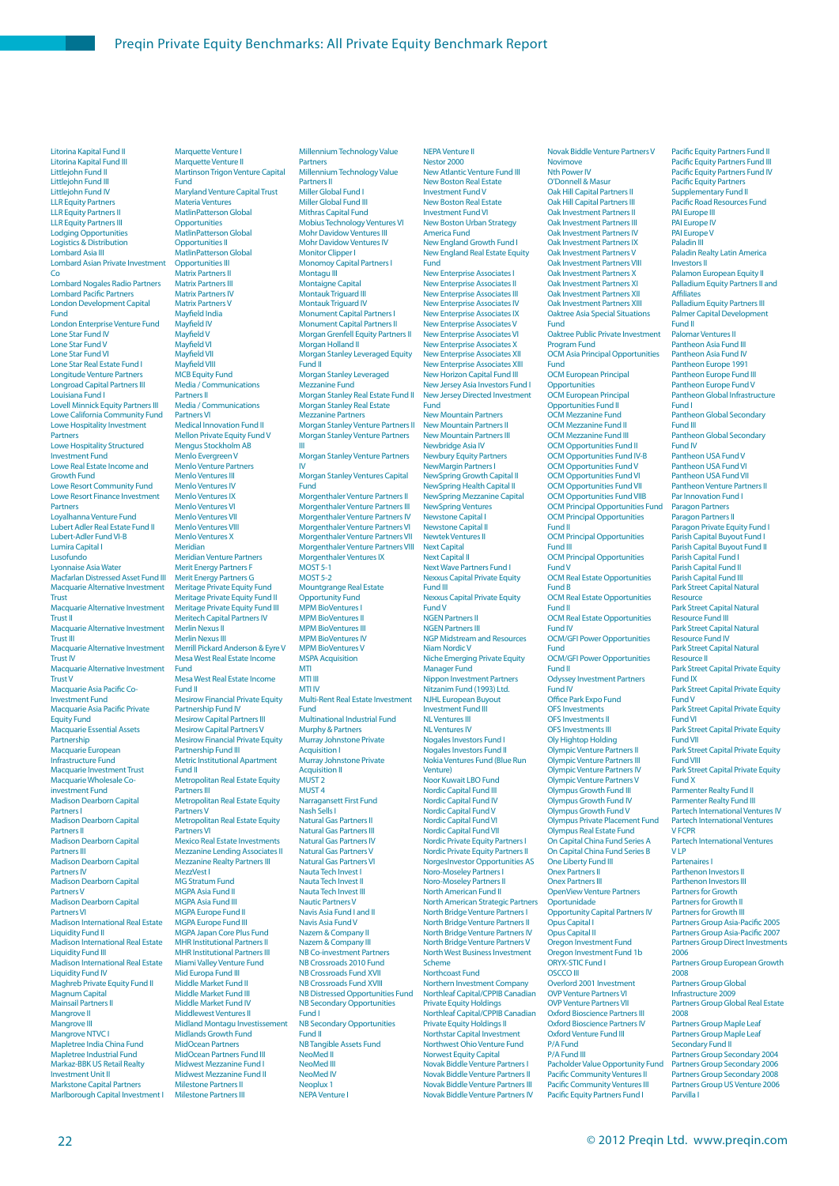Litorina Kapital Fund II
Litorina Kapital Fund III
Littlejohn Fund II
Littlejohn Fund III
Littlejohn Fund IV
LLR Equity Partners
LLR Equity Partners II
LLR Equity Partners III
Lodging Opportunities
Logistics & Distribution
Lombard Asia III
Lombard Asian Private Investment Co
Lombard Nogales Radio Partners
Lombard Pacific Partners
London Development Capital Fund
London Enterprise Venture Fund
Lone Star Fund IV
Lone Star Fund V
Lone Star Fund VI
Lone Star Real Estate Fund I
Longitude Venture Partners
Longroad Capital Partners III
Louisiana Fund I
Lovell Minnick Equity Partners III
Lowe California Community Fund
Lowe Hospitality Investment Partners
Lowe Hospitality Structured Investment Fund
Lowe Real Estate Income and Growth Fund
Lowe Resort Community Fund
Lowe Resort Finance Investment Partners
Loyalhanna Venture Fund
Lubert Adler Real Estate Fund II
Lubert-Adler Fund VI-B
Lumira Capital I
Lusofundo
Lyonnaise Asia Water
Macfarlan Distressed Asset Fund III
Macquarie Alternative Investment Trust
Macquarie Alternative Investment Trust II
Macquarie Alternative Investment Trust III
Macquarie Alternative Investment Trust IV
Macquarie Alternative Investment Trust V
Macquarie Asia Pacific Co-Investment Fund
Macquarie Asia Pacific Private Equity Fund
Macquarie Essential Assets Partnership
Macquarie European Infrastructure Fund
Macquarie Investment Trust
Macquarie Wholesale Co-investment Fund
Madison Dearborn Capital Partners I
Madison Dearborn Capital Partners II
Madison Dearborn Capital Partners III
Madison Dearborn Capital Partners IV
Madison Dearborn Capital Partners V
Madison Dearborn Capital Partners VI
Madison International Real Estate Liquidity Fund II
Madison International Real Estate Liquidity Fund III
Madison International Real Estate Liquidity Fund IV
Maghreb Private Equity Fund II
Magnum Capital
Mainsail Partners II
Mangrove II
Mangrove III
Mangrove NTVC I
Mapletree India China Fund
Mapletree Industrial Fund
Markaz-BBK US Retail Realty Investment Unit II
Markstone Capital Partners
Marlborough Capital Investment I
Marquette Venture I
Marquette Venture II
Martinson Trigon Venture Capital Fund
Maryland Venture Capital Trust
Materia Ventures
MatlinPatterson Global Opportunities
MatlinPatterson Global Opportunities II
MatlinPatterson Global Opportunities III
Matrix Partners II
Matrix Partners III
Matrix Partners IV
Matrix Partners V
Mayfield India
Mayfield IV
Mayfield V
Mayfield VI
Mayfield VII
Mayfield VIII
MCB Equity Fund
Media / Communications Partners II
Media / Communications Partners VI
Medical Innovation Fund II
Mellon Private Equity Fund V
Mengus Stockholm AB
Menlo Evergreen V
Menlo Venture Partners
Menlo Ventures III
Menlo Ventures IV
Menlo Ventures IX
Menlo Ventures VI
Menlo Ventures VII
Menlo Ventures VIII
Menlo Ventures X
Meridian
Meridian Venture Partners
Merit Energy Partners F
Merit Energy Partners G
Meritage Private Equity Fund
Meritage Private Equity Fund II
Meritage Private Equity Fund III
Meritech Capital Partners IV
Merlin Nexus II
Merlin Nexus III
Merrill Pickard Anderson & Eyre V
Mesa West Real Estate Income Fund
Mesa West Real Estate Income Fund II
Mesirow Financial Private Equity Partnership Fund IV
Mesirow Capital Partners III
Mesirow Capital Partners VII
Mesirow Financial Private Equity Partnership Fund III
Metric Institutional Apartment Fund II
Metropolitan Real Estate Equity Partners III
Metropolitan Real Estate Equity Partners V
Metropolitan Real Estate Equity Partners VI
Mexico Real Estate Investments
Mezzanine Lending Associates II
Mezzanine Realty Partners III
MezzVest I
MG Stratum Fund
MGPA Asia Fund II
MGPA Asia Fund III
MGPA Europe Fund II
MGPA Europe Fund III
MGPA Japan Core Plus Fund
MHR Institutional Partners II
MHR Institutional Partners III
Miami Valley Venture Fund
Mid Europa Fund III
Middle Market Fund II
Middle Market Fund III
Middle Market Fund IV
Middlewest Ventures II
Midland Montagu Investissement
Midlands Growth Fund
MidOcean Partners
MidOcean Partners Fund III
Midwest Mezzanine Fund I
Midwest Mezzanine Fund II
Milestone Partners II
Milestone Partners III
Millennium Technology Value Partners
Millennium Technology Value Partners II
Miller Global Fund I
Miller Global Fund III
Mithras Capital Fund
Mobius Technology Ventures VI
Mohr Davidow Ventures III
Mohr Davidow Ventures IV
Monitor Clipper I
Monomoy Capital Partners I
Montagu III
Montaigne Capital
Montauk Triguard III
Montauk Triguard IV
Monument Capital Partners I
Monument Capital Partners II
Morgan Grenfell Equity Partners II
Morgan Holland II
Morgan Stanley Leveraged Equity Fund II
Morgan Stanley Leveraged Mezzanine Fund
Morgan Stanley Real Estate Fund II
Morgan Stanley Real Estate Mezzanine Partners
Morgan Stanley Venture Partners II
Morgan Stanley Venture Partners III
Morgan Stanley Venture Partners IV
Morgan Stanley Ventures Capital Fund
Morgenthaler Venture Partners II
Morgenthaler Venture Partners III
Morgenthaler Venture Partners IV
Morgenthaler Venture Partners VI
Morgenthaler Venture Partners VII
Morgenthaler Venture Partners VIII
Morgenthaler Ventures IX
MOST 5-1
MOST 5-2
Mountgrange Real Estate Opportunity Fund
MPM BioVentures I
MPM BioVentures II
MPM BioVentures III
MPM BioVentures IV
MPM BioVentures V
MSPA Acquisition
MTI
MTI III
MTI IV
Multi-Rent Real Estate Investment Fund
Multinational Industrial Fund
Murphy & Partners
Murray Johnstone Private Acquisition I
Murray Johnstone Private Acquisition II
MUST 2
MUST 4
Naragansett First Fund
Nash Sells I
Natural Gas Partners II
Natural Gas Partners III
Natural Gas Partners IV
Natural Gas Partners V
Natural Gas Partners VI
Nauta Tech Invest I
Nauta Tech Invest II
Nauta Tech Invest III
Nautic Partners V
Navis Asia Fund I and II
Navis Asia Fund V
Nazem & Company II
Nazem & Company III
NB Co-investment Partners
NB Crossroads 2010 Fund
NB Crossroads Fund XVII
NB Crossroads Fund XVIII
NB Distressed Opportunities Fund
NB Secondary Opportunities Fund I
NB Secondary Opportunities Fund II
NB Tangible Assets Fund
NeoMed II
NeoMed III
NeoMed IV
Neoplux 1
NEPA Venture I
NEPA Venture II
Nestor 2000
New Atlantic Venture Fund III
New Boston Real Estate Investment Fund V
New Boston Real Estate Investment Fund VI
New Boston Urban Strategy America Fund
New England Growth Fund I
New England Real Estate Equity Fund
New Enterprise Associates I
New Enterprise Associates II
New Enterprise Associates III
New Enterprise Associates IV
New Enterprise Associates IX
New Enterprise Associates V
New Enterprise Associates VI
New Enterprise Associates X
New Enterprise Associates XII
New Enterprise Associates XIII
New Horizon Capital Fund III
New Jersey Asia Investors Fund I
New Jersey Directed Investment Fund
New Mountain Partners
New Mountain Partners II
New Mountain Partners III
Newbridge Asia IV
Newbury Equity Partners
NewMargin Partners I
NewSpring Growth Capital II
NewSpring Health Capital II
NewSpring Mezzanine Capital
NewSpring Ventures
Newstone Capital I
Newstone Capital II
Newtek Ventures II
Next Capital
Next Capital II
Next Wave Partners Fund I
Nexxus Capital Private Equity Fund III
Nexxus Capital Private Equity Fund V
NGEN Partners II
NGEN Partners III
NGP Midstream and Resources
Niam Nordic V
Niche Emerging Private Equity Manager Fund
Nippon Investment Partners
Nitzanim Fund (1993) Ltd.
NJHL European Buyout Investment Fund III
NL Ventures III
NL Ventures IV
Nogales Investors Fund I
Nogales Investors Fund II
Nokia Ventures Fund (Blue Run Venture)
Noor Kuwait LBO Fund
Nordic Capital Fund III
Nordic Capital Fund IV
Nordic Capital Fund V
Nordic Capital Fund VI
Nordic Capital Fund VII
Nordic Private Equity Partners I
Nordic Private Equity Partners II
NorgesInvestor Opportunities AS
Noro-Moseley Partners I
Noro-Moseley Partners II
North American Fund II
North American Strategic Partners
North Bridge Venture Partners I
North Bridge Venture Partners II
North Bridge Venture Partners IV
North Bridge Venture Partners V
North West Business Investment Scheme
Northcoast Fund
Northern Investment Company
Northleaf Capital/CPPIB Canadian Private Equity Holdings
Northleaf Capital/CPPIB Canadian Private Equity Holdings II
Northstar Capital Investment
Northwest Ohio Venture Fund
Norwest Equity Capital
Novak Biddle Venture Partners I
Novak Biddle Venture Partners II
Novak Biddle Venture Partners III
Novak Biddle Venture Partners IV
Novak Biddle Venture Partners V
Novimove
Nth Power IV
O'Donnell & Masur
Oak Hill Capital Partners II
Oak Hill Capital Partners III
Oak Investment Partners II
Oak Investment Partners III
Oak Investment Partners IV
Oak Investment Partners IX
Oak Investment Partners V
Oak Investment Partners VIII
Oak Investment Partners X
Oak Investment Partners XI
Oak Investment Partners XII
Oak Investment Partners XIII
Oaktree Asia Special Situations Fund
Oaktree Public Private Investment Program Fund
OCM Asia Principal Opportunities Fund
OCM European Principal Opportunities
OCM European Principal Opportunities Fund II
OCM Mezzanine Fund
OCM Mezzanine Fund II
OCM Mezzanine Fund III
OCM Opportunities Fund II
OCM Opportunities Fund IV-B
OCM Opportunities Fund V
OCM Opportunities Fund VI
OCM Opportunities Fund VII
OCM Opportunities Fund VIIB
OCM Principal Opportunities Fund
OCM Principal Opportunities Fund II
OCM Principal Opportunities Fund III
OCM Principal Opportunities Fund V
OCM Real Estate Opportunities Fund B
OCM Real Estate Opportunities Fund II
OCM Real Estate Opportunities Fund IV
OCM/GFI Power Opportunities Fund
OCM/GFI Power Opportunities Fund II
Odyssey Investment Partners Fund IV
Office Park Expo Fund
OFS Investments
OFS Investments II
OFS Investments III
Oly Hightop Holding
Olympic Venture Partners II
Olympic Venture Partners III
Olympic Venture Partners IV
Olympic Venture Partners V
Olympus Growth Fund III
Olympus Growth Fund IV
Olympus Growth Fund V
Olympus Private Placement Fund
Olympus Real Estate Fund
On Capital China Fund Series A
On Capital China Fund Series B
One Liberty Fund III
Onex Partners II
Onex Partners III
OpenView Venture Partners
Oportunidade
Opportunity Capital Partners IV
Opus Capital I
Opus Capital II
Oregon Investment Fund
Oregon Investment Fund 1b
ORYX-STIC Fund I
OSCCO III
Overlord 2001 Investment
OVP Venture Partners VI
OVP Venture Partners VII
Oxford Bioscience Partners III
Oxford Bioscience Partners IV
Oxford Venture Fund III
P/A Fund
P/A Fund III
Pacholder Value Opportunity Fund
Pacific Community Ventures II
Pacific Community Ventures III
Pacific Equity Partners Fund I
Pacific Equity Partners Fund II
Pacific Equity Partners Fund III
Pacific Equity Partners Fund IV
Pacific Equity Partners Supplementary Fund II
Pacific Road Resources Fund
PAI Europe III
PAI Europe IV
PAI Europe V
Paladin III
Paladin Realty Latin America Investors II
Palamon European Equity II
Palladium Equity Partners II and Affiliates
Palladium Equity Partners III
Palmer Capital Development Fund II
Palomar Ventures II
Pantheon Asia Fund III
Pantheon Asia Fund IV
Pantheon Europe 1991
Pantheon Europe Fund III
Pantheon Europe Fund V
Pantheon Global Infrastructure Fund I
Pantheon Global Secondary Fund III
Pantheon Global Secondary Fund IV
Pantheon USA Fund V
Pantheon USA Fund VI
Pantheon USA Fund VII
Pantheon Venture Partners II
Par Innovation Fund I
Paragon Partners
Paragon Partners II
Paragon Private Equity Fund I
Parish Capital Buyout Fund I
Parish Capital Buyout Fund II
Parish Capital Fund I
Parish Capital Fund II
Parish Capital Fund III
Park Street Capital Natural Resource
Park Street Capital Natural Resource Fund III
Park Street Capital Natural Resource Fund IV
Park Street Capital Natural Resource II
Park Street Capital Private Equity Fund IX
Park Street Capital Private Equity Fund V
Park Street Capital Private Equity Fund VI
Park Street Capital Private Equity Fund VII
Park Street Capital Private Equity Fund VIII
Park Street Capital Private Equity Fund X
Parmenter Realty Fund II
Parmenter Realty Fund III
Partech International Ventures IV
Partech International Ventures V FCPR
Partech International Ventures V LP
Partenaires I
Parthenon Investors II
Parthenon Investors III
Partners for Growth
Partners for Growth II
Partners for Growth III
Partners Group Asia-Pacific 2005
Partners Group Asia-Pacific 2007
Partners Group Direct Investments 2006
Partners Group European Growth 2008
Partners Group Global Infrastructure 2009
Partners Group Global Real Estate 2008
Partners Group Maple Leaf
Partners Group Maple Leaf Secondary Fund II
Partners Group Secondary 2004
Partners Group Secondary 2006
Partners Group Secondary 2008
Partners Group US Venture 2006
Parvilla I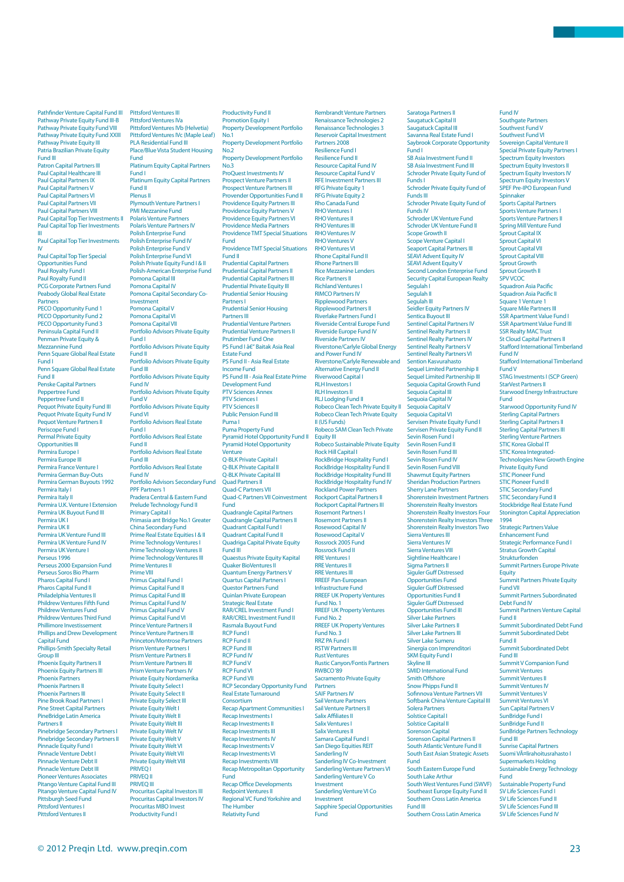Pathfinder Venture Capital Fund III
Pathway Private Equity Fund III-B
Pathway Private Equity Fund VIII
Pathway Private Equity Fund XXIII
Pathway Private Equity III
Patria Brazilian Private Equity Fund III
Patron Capital Partners III
Paul Capital Healthcare III
Paul Capital Partners IX
Paul Capital Partners V
Paul Capital Partners VI
Paul Capital Partners VII
Paul Capital Partners VIII
Paul Capital Top Tier Investments II
Paul Capital Top Tier Investments III
Paul Capital Top Tier Investments IV
Paul Capital Top Tier Special Opportunities Fund
Paul Royalty Fund I
Paul Royalty Fund II
PCG Corporate Partners Fund
Peabody Global Real Estate Partners
PECO Opportunity Fund 1
PECO Opportunity Fund 2
PECO Opportunity Fund 3
Peninsula Capital Fund II
Penman Private Equity & Mezzannine Fund
Penn Square Global Real Estate Fund I
Penn Square Global Real Estate Fund II
Penske Capital Partners
Peppertree Fund
Peppertree Fund II
Pequot Private Equity Fund III
Pequot Private Equity Fund IV
Pequot Venture Partners II
Periscope Fund I
Permal Private Equity Opportunities III
Permira Europe I
Permira Europe III
Permira France Venture I
Permira German Buy-Outs
Permira German Buyouts 1992
Permira Italy I
Permira Italy II
Permira U.K. Venture I Extension
Permira UK Buyout Fund III
Permira UK I
Permira UK II
Permira UK Venture Fund III
Permira UK Venture Fund IV
Permira UK Venture I
Perseus 1996
Perseus 2000 Expansion Fund
Perseus Soros Bio Pharm
Pharos Capital Fund I
Pharos Capital Fund II
Philadelphia Ventures II
Phildrew Ventures Fifth Fund
Phildrew Ventures Fund
Phildrew Ventures Third Fund
Phillimore Investissement
Phillips and Drew Development Capital Fund
Phillips-Smith Specialty Retail Group III
Phoenix Equity Partners II
Phoenix Equity Partners III
Phoenix Partners
Phoenix Partners II
Phoenix Partners III
Pine Brook Road Partners I
Pine Street Capital Partners
PineBridge Latin America Partners II
Pinebridge Secondary Partners I
Pinebridge Secondary Partners II
Pinnacle Equity Fund I
Pinnacle Venture Debt I
Pinnacle Venture Debt II
Pinnacle Venture Debt III
Pioneer Ventures Associates
Pitango Venture Capital Fund III
Pitango Venture Capital Fund IV
Pittsburgh Seed Fund
Pittsford Ventures I
Pittsford Ventures II
Pittsford Ventures III
Pittsford Ventures IVa
Pittsford Ventures IVb (Helvetia)
Pittsford Ventures IVc (Maple Leaf)
PLA Residential Fund III
Place/Blue Vista Student Housing Fund
Platinum Equity Capital Partners Fund I
Platinum Equity Capital Partners Fund II
Plenus II
Plymouth Venture Partners I
PMI Mezzanine Fund
Polaris Venture Partners
Polaris Venture Partners IV
Polish Enterprise Fund
Polish Enterprise Fund IV
Polish Enterprise Fund V
Polish Enterprise Fund VI
Polish Private Equity Fund I & II
Polish-American Enterprise Fund
Pomona Capital III
Pomona Capital IV
Pomona Capital Secondary Co-Investment
Pomona Capital V
Pomona Capital VI
Pomona Capital VII
Portfolio Advisors Private Equity Fund I
Portfolio Advisors Private Equity Fund II
Portfolio Advisors Private Equity Fund III
Portfolio Advisors Private Equity Fund IV
Portfolio Advisors Private Equity Fund V
Portfolio Advisors Private Equity Fund VI
Portfolio Advisors Real Estate Fund I
Portfolio Advisors Real Estate Fund II
Portfolio Advisors Real Estate Fund III
Portfolio Advisors Real Estate Fund IV
Portfolio Advisors Secondary Fund
PPF Partners 1
Pradera Central & Eastern Fund
Prelude Technology Fund II
Primary Capital I
Primasia ant Bridge No.1 Greater China Secondary Fund
Prime Real Estate Equities I & II
Prime Technology Ventures I
Prime Technology Ventures II
Prime Technology Ventures III
Prime Ventures II
Prime VIII
Primus Capital Fund I
Primus Capital Fund II
Primus Capital Fund III
Primus Capital Fund IV
Primus Capital Fund V
Primus Capital Fund VI
Prince Venture Partners II
Prince Venture Partners III
Princeton/Montrose Partners
Prism Venture Partners I
Prism Venture Partners II
Prism Venture Partners III
Prism Venture Partners IV
Private Equity Nordamerika
Private Equity Select I
Private Equity Select II
Private Equity Select III
Private Equity Welt I
Private Equity Welt II
Private Equity Welt III
Private Equity Welt IV
Private Equity Welt V
Private Equity Welt VI
Private Equity Welt VII
Private Equity Welt VIII
PRIVEQ I
PRIVEQ II
PRIVEQ III
Procuritas Capital Investors III
Procuritas Capital Investors IV
Procuritas MBO Invest
Productivity Fund I
Productivity Fund II
Promotion Equity I
Property Development Portfolio No.1
Property Development Portfolio No.2
Property Development Portfolio No.3
ProQuest Investments IV
Prospect Venture Partners II
Prospect Venture Partners III
Provender Opportunities Fund II
Providence Equity Partners III
Providence Equity Partners V
Providence Equity Partners VI
Providence Media Partners
Providence TMT Special Situations Fund
Providence TMT Special Situations Fund II
Prudential Capital Partners
Prudential Capital Partners II
Prudential Capital Partners III
Prudential Private Equity III
Prudential Senior Housing Partners I
Prudential Senior Housing Partners III
Prudential Venture Partners
Prudential Venture Partners II
Prutimber Fund One
PS Fund I â€" Baitak Asia Real Estate Fund
PS Fund II - Asia Real Estate Income Fund
PS Fund III - Asia Real Estate Prime Development Fund
PTV Sciences Annex
PTV Sciences I
PTV Sciences II
Public Pension Fund III
Puma I
Puma Property Fund
Pyramid Hotel Opportunity Fund II
Pyramid Hotel Opportunity Venture
Q-BLK Private Capital I
Q-BLK Private Capital II
Q-BLK Private Capital III
Quad Partners II
Quad-C Partners VII
Quad-C Partners VII Coinvestment Fund
Quadrangle Capital Partners
Quadrangle Capital Partners II
Quadrant Capital Fund I
Quadrant Capital Fund II
Quadriga Capital Private Equity Fund III
Quaestus Private Equity Kapital
Quaker BioVentures II
Quantum Energy Partners V
Quartus Capital Partners I
Questor Partners Fund
Quinlan Private European Strategic Real Estate
RAR/CREL Investment Fund I
RAR/CREL Investment Fund II
Rasmala Buyout Fund
RCP Fund I
RCP Fund II
RCP Fund III
RCP Fund IV
RCP Fund V
RCP Fund VI
RCP Fund VII
RCP Secondary Opportunity Fund
Real Estate Turnaround Consortium
Recap Apartment Communities I
Recap Investments I
Recap Investments II
Recap Investments III
Recap Investments IV
Recap Investments V
Recap Investments VI
Recap Investments VIII
Recap Metropolitan Opportunity Fund
Recap Office Developments
Redpoint Ventures II
Regional VC Fund Yorkshire and The Humber
Relativity Fund
Rembrandt Venture Partners
Renaissance Technologies 2
Renaissance Technologies 3
Reservoir Capital Investment Partners 2008
Resilience Fund I
Resilience Fund II
Resource Capital Fund IV
Resource Capital Fund V
RFE Investment Partners III
RFG Private Equity 1
RFG Private Equity 2
Rho Canada Fund
RHO Ventures I
RHO Ventures II
RHO Ventures III
RHO Ventures IV
RHO Ventures V
RHO Ventures VI
Rhone Capital Fund II
Rhone Partners III
Rice Mezzanine Lenders
Rice Partners II
Richland Ventures I
RIMCO Partners IV
Ripplewood Partners
Ripplewood Partners II
Riverlake Partners Fund I
Riverside Central Europe Fund
Riverside Europe Fund IV
Riverside Partners IV
Riverstone/Carlyle Global Energy and Power Fund IV
Riverstone/Carlyle Renewable and Alternative Energy Fund II
Riverwood Capital I
RLH Investors I
RLH Investors II
RLJ Lodging Fund II
Robeco Clean Tech Private Equity II
Robeco Clean Tech Private Equity II (US Funds)
Robeco SAM Clean Tech Private Equity III
Robeco Sustainable Private Equity
Rock Hill Capital I
RockBridge Hospitality Fund I
RockBridge Hospitality Fund II
RockBridge Hospitality Fund III
RockBridge Hospitality Fund IV
Rockland Power Partners
Rockport Capital Partners II
Rockport Capital Partners III
Rosemont Partners I
Rosemont Partners II
Rosewood Capital IV
Rosewood Capital V
Rossrock 2005 Fund
Rossrock Fund II
RRE Ventures I
RRE Ventures II
RRE Ventures III
RREEF Pan-European Infrastructure Fund
RREEF UK Property Ventures Fund No. 1
RREEF UK Property Ventures Fund No. 2
RREEF UK Property Ventures Fund No. 3
RRZ PA Fund I
RSTW Partners III
Rust Ventures
Rustic Canyon/Fontis Partners
RWBCO '89
Sacramento Private Equity Partners
SAIF Partners IV
Sail Venture Partners
Sail Venture Partners II
Salix Affiliates II
Salix Ventures I
Salix Ventures II
Samara Capital Fund I
San Diego Equities REIT
Sanderling IV
Sanderling IV Co-Investment
Sanderling Venture Partners VI
Sanderling Venture V Co Investment
Sanderling Venture VI Co Investment
Sapphire Special Opportunities Fund
Saratoga Partners II
Saugatuck Capital II
Saugatuck Capital III
Savanna Real Estate Fund I
Saybrook Corporate Opportunity Fund I
SB Asia Investment Fund II
SB Asia Investment Fund III
Schroder Private Equity Fund of Funds I
Schroder Private Equity Fund of Funds III
Schroder Private Equity Fund of Funds IV
Schroder UK Venture Fund
Schroder UK Venture Fund II
Scope Growth II
Scope Venture Capital I
Seaport Capital Partners III
SEAVI Advent Equity IV
SEAVI Advent Equity V
Second London Enterprise Fund
Security Capital European Realty
Segulah I
Segulah II
Segulah III
Seidler Equity Partners IV
Sentica Buyout III
Sentinel Capital Partners IV
Sentinel Realty Partners II
Sentinel Realty Partners IV
Sentinel Realty Partners V
Sentinel Realty Partners VI
Sention Kasvurahasto
Sequel Limited Partnership II
Sequel Limited Partnership III
Sequoia Capital Growth Fund
Sequoia Capital III
Sequoia Capital IV
Sequoia Capital V
Sequoia Capital VI
Servisen Private Equity Fund I
Servisen Private Equity Fund II
Sevin Rosen Fund I
Sevin Rosen Fund II
Sevin Rosen Fund III
Sevin Rosen Fund IV
Sevin Rosen Fund VIII
Shawmut Equity Partners
Sheridan Production Partners
Sherry Lane Partners
Shorenstein Investment Partners
Shorenstein Realty Investors
Shorenstein Realty Investors Four
Shorenstein Realty Investors Three
Shorenstein Realty Investors Two
Sierra Ventures III
Sierra Ventures IV
Sierra Ventures VIII
Sightline Healthcare I
Sigma Partners II
Siguler Guff Distressed Opportunities Fund
Siguler Guff Distressed Opportunities Fund II
Siguler Guff Distressed Opportunities Fund III
Silver Lake Partners
Silver Lake Partners II
Silver Lake Partners III
Silver Lake Sumeru
Sinergia con Imprenditori
SKM Equity Fund I
Skyline III
SMID International Fund
Smith Offshore
Snow Phipps Fund II
Sofinnova Venture Partners VII
Softbank China Venture Capital III
Solera Partners
Solstice Capital I
Solstice Capital II
Sorenson Capital
Sorenson Capital Partners II
South Atlantic Venture Fund II
South East Asian Strategic Assets Fund
South Eastern Europe Fund
South Lake Arthur
South West Ventures Fund (SWVF)
Southeast Europe Equity Fund II
Southern Cross Latin America Fund III
Southern Cross Latin America Fund IV
Southgate Partners
Southwest Fund V
Southwest Fund VI
Sovereign Capital Venture II
Special Private Equity Partners I
Spectrum Equity Investors
Spectrum Equity Investors II
Spectrum Equity Investors IV
Spectrum Equity Investors V
SPEF Pre-IPO European Fund
Spinnaker
Sports Capital Partners
Sports Venture Partners I
Sports Venture Partners II
Spring Mill Venture Fund
Sprout Capital IX
Sprout Capital VI
Sprout Capital VII
Sprout Capital VIII
Sprout Growth
Sprout Growth II
SPV VCOC
Squadron Asia Pacific
Squadron Asia Pacific II
Square 1 Venture 1
Square Mile Partners III
SSR Apartment Value Fund I
SSR Apartment Value Fund III
SSR Realty MAC Trust
St Cloud Capital Partners II
Stafford International Timberland Fund IV
Stafford International Timberland Fund V
STAG Investments I (SCP Green)
StarVest Partners II
Starwood Energy Infrastructure Fund
Starwood Opportunity Fund IV
Sterling Capital Partners
Sterling Capital Partners II
Sterling Capital Partners III
Sterling Venture Partners
STIC Korea Global IT
STIC Korea Integrated-Technologies New Growth Engine Private Equity Fund
STIC Pioneer Fund
STIC Pioneer Fund II
STIC Secondary Fund
STIC Secondary Fund II
Stockbridge Real Estate Fund
Stonington Capital Appreciation 1994
Strategic Partners Value Enhancement Fund
Strategic Performance Fund I
Stratus Growth Capital
Strukturfonden
Summit Partners Europe Private Equity
Summit Partners Private Equity Fund VII
Summit Partners Subordinated Debt Fund IV
Summit Partners Venture Capital Fund II
Summit Subordinated Debt Fund
Summit Subordinated Debt Fund II
Summit Subordinated Debt Fund III
Summit V Companion Fund
Summit Ventures
Summit Ventures II
Summit Ventures IV
Summit Ventures V
Summit Ventures VI
Sun Capital Partners V
SunBridge Fund I
SunBridge Fund II
SunBridge Partners Technology Fund III
Sunrise Capital Partners
Suomi VÃ¤lirahoitusrahasto I
Supermarkets Holding
Sustainable Energy Technology Fund
Sustainable Property Fund
SV Life Sciences Fund I
SV Life Sciences Fund II
SV Life Sciences Fund III
SV Life Sciences Fund IV

© 2012 Preqin Ltd. www.preqin.com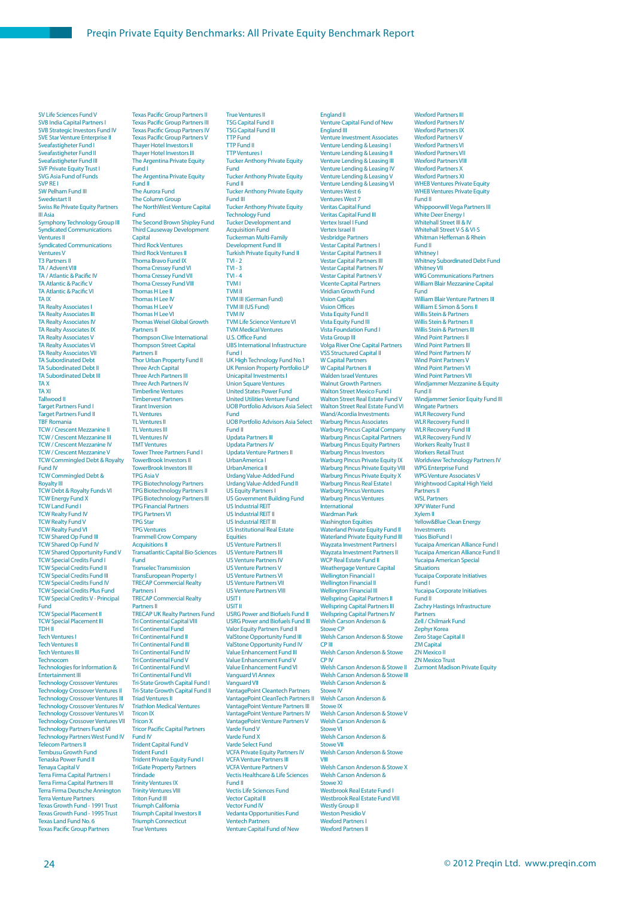SV Life Sciences Fund V
SVB India Capital Partners I
SVB Strategic Investors Fund IV
SVE Star Venture Enterprise II
Sveafastigheter Fund I
Sveafastigheter Fund II
Sveafastigheter Fund III
SVF Private Equity Trust I
SVG Asia Fund of Funds
SVP RE I
SW Pelham Fund III
Swedestart II
Swiss Re Private Equity Partners III Asia
Symphony Technology Group III
Syndicated Communications Ventures II
Syndicated Communications Ventures V
T3 Partners II
TA / Advent VIII
TA / Atlantic & Pacific IV
TA Atlantic & Pacific V
TA Atlantic & Pacific VI
TA IX
TA Realty Associates I
TA Realty Associates III
TA Realty Associates IV
TA Realty Associates IX
TA Realty Associates V
TA Realty Associates VI
TA Realty Associates VII
TA Subordinated Debt
TA Subordinated Debt II
TA Subordinated Debt III
TA X
TA XI
Tallwood II
Target Partners Fund I
Target Partners Fund II
TBF Romania
TCW / Crescent Mezzanine II
TCW / Crescent Mezzanine III
TCW / Crescent Mezzanine IV
TCW / Crescent Mezzanine V
TCW Commingled Debt & Royalty Fund IV
TCW Commingled Debt & Royalty III
TCW Debt & Royalty Funds VI
TCW Energy Fund X
TCW Land Fund I
TCW Realty Fund IV
TCW Realty Fund V
TCW Realty Fund VI
TCW Shared Op Fund III
TCW Shared Op Fund IV
TCW Shared Opportunity Fund V
TCW Special Credits Fund I
TCW Special Credits Fund II
TCW Special Credits Fund III
TCW Special Credits Fund IV
TCW Special Credits Plus Fund
TCW Special Credits V - Principal Fund
TCW Special Placement II
TCW Special Placement III
TDH II
Tech Ventures I
Tech Ventures II
Tech Ventures III
Technocom
Technologies for Information & Entertainment III
Technology Crossover Ventures
Technology Crossover Ventures II
Technology Crossover Ventures III
Technology Crossover Ventures IV
Technology Crossover Ventures VI
Technology Crossover Ventures VII
Technology Partners Fund VI
Technology Partners West Fund IV
Telecom Partners II
Tembusu Growth Fund
Tenaska Power Fund II
Tenaya Capital V
Terra Firma Capital Partners I
Terra Firma Capital Partners III
Terra Firma Deutsche Annington
Terra Venture Partners
Texas Growth Fund - 1991 Trust
Texas Growth Fund - 1995 Trust
Texas Land Fund No. 6
Texas Pacific Group Partners
Texas Pacific Group Partners II
Texas Pacific Group Partners III
Texas Pacific Group Partners IV
Texas Pacific Group Partners V
Thayer Hotel Investors II
Thayer Hotel Investors III
The Argentina Private Equity Fund I
The Argentina Private Equity Fund II
The Aurora Fund
The Column Group
The NorthWest Venture Capital Fund
The Second Brown Shipley Fund
Third Causeway Development Capital
Third Rock Ventures
Third Rock Ventures II
Thoma Bravo Fund IX
Thoma Cressey Fund VI
Thoma Cressey Fund VII
Thoma Cressey Fund VIII
Thomas H Lee II
Thomas H Lee IV
Thomas H Lee V
Thomas H Lee VI
Thomas Weisel Global Growth Partners II
Thompson Clive International
Thompson Street Capital Partners II
Thor Urban Property Fund II
Three Arch Capital
Three Arch Partners III
Three Arch Partners IV
Timberline Ventures
Timbervest Partners
Tirant Inversion
TL Ventures
TL Ventures II
TL Ventures III
TL Ventures IV
TMT Ventures
Tower Three Partners Fund I
TowerBrook Investors II
TowerBrook Investors III
TPG Asia V
TPG Biotechnology Partners
TPG Biotechnology Partners II
TPG Biotechnology Partners III
TPG Financial Partners
TPG Partners VI
TPG Star
TPG Ventures
Trammell Crow Company Acquisitions II
Transatlantic Capital Bio-Sciences Fund
Transelec Transmission
TransEuropean Property I
TRECAP Commercial Realty Partners I
TRECAP Commercial Realty Partners II
TRECAP UK Realty Partners Fund
Tri Continental Capital VIII
Tri Continental Fund
Tri Continental Fund II
Tri Continental Fund III
Tri Continental Fund IV
Tri Continental Fund V
Tri Continental Fund VI
Tri Continental Fund VII
Tri-State Growth Capital Fund I
Tri-State Growth Capital Fund II
Triad Ventures II
Triathlon Medical Ventures
Tricon IX
Tricon X
Tricor Pacific Capital Partners Fund IV
Trident Capital Fund V
Trident Fund I
Trident Private Equity Fund I
TriGate Property Partners
Trindade
Trinity Ventures IX
Trinity Ventures VIII
Triton Fund III
Triumph California
Triumph Capital Investors II
Triumph Connecticut
True Ventures
True Ventures II
TSG Capital Fund II
TSG Capital Fund III
TTP Fund
TTP Fund II
TTP Ventures I
Tucker Anthony Private Equity Fund
Tucker Anthony Private Equity Fund II
Tucker Anthony Private Equity Fund III
Tucker Anthony Private Equity Technology Fund
Tucker Development and Acquisition Fund
Tuckerman Multi-Family Development Fund III
Turkish Private Equity Fund II
TVI - 2
TVI - 3
TVI - 4
TVM I
TVM II
TVM III (German Fund)
TVM III (US Fund)
TVM IV
TVM Life Science Venture VI
TVM Medical Ventures
U.S. Office Fund
UBS International Infrastructure Fund I
UK High Technology Fund No.1
UK Pension Property Portfolio LP
Unicapital Investments I
Union Square Ventures
United States Power Fund
United Utilities Venture Fund
UOB Portfolio Advisors Asia Select Fund
UOB Portfolio Advisors Asia Select Fund II
Updata Partners III
Updata Partners IV
Updata Venture Partners II
UrbanAmerica I
UrbanAmerica II
Urdang Value-Added Fund
Urdang Value-Added Fund II
US Equity Partners I
US Government Building Fund
US Industrial REIT
US Industrial REIT II
US Industrial REIT III
US Institutional Real Estate Equities
US Venture Partners II
US Venture Partners III
US Venture Partners IV
US Venture Partners V
US Venture Partners VI
US Venture Partners VII
US Venture Partners VIII
USIT I
USIT II
USRG Power and Biofuels Fund II
USRG Power and Biofuels Fund III
Valor Equity Partners Fund II
ValStone Opportunity Fund III
ValStone Opportunity Fund IV
Value Enhancement Fund III
Value Enhancement Fund V
Value Enhancement Fund VI
Vanguard VI Annex
Vanguard VII
VantagePoint Cleantech Partners
VantagePoint CleanTech Partners II
VantagePoint Venture Partners III
VantagePoint Venture Partners IV
VantagePoint Venture Partners V
Varde Fund V
Varde Fund X
Varde Select Fund
VCFA Private Equity Partners IV
VCFA Venture Partners III
VCFA Venture Partners V
Vectis Healthcare & Life Sciences Fund II
Vectis Life Sciences Fund
Vector Capital II
Vector Fund IV
Vedanta Opportunities Fund
Ventech Partners
Venture Capital Fund of New England II
Venture Capital Fund of New England III
Venture Investment Associates
Venture Lending & Leasing I
Venture Lending & Leasing II
Venture Lending & Leasing III
Venture Lending & Leasing IV
Venture Lending & Leasing V
Venture Lending & Leasing VI
Ventures West 6
Ventures West 7
Veritas Capital Fund
Veritas Capital Fund III
Vertex Israel I Fund
Vertex Israel II
Vesbridge Partners
Vestar Capital Partners I
Vestar Capital Partners II
Vestar Capital Partners III
Vestar Capital Partners IV
Vestar Capital Partners V
Vicente Capital Partners
Viridian Growth Fund
Vision Capital
Vision Offices
Vista Equity Fund II
Vista Equity Fund III
Vista Foundation Fund I
Vista Group III
Volga River One Capital Partners
VSS Structured Capital II
W Capital Partners
W Capital Partners II
Walden Israel Ventures
Walnut Growth Partners
Walton Street Mexico Fund I
Walton Street Real Estate Fund V
Walton Street Real Estate Fund VI
Wand/Acordia Investments
Warburg Pincus Associates
Warburg Pincus Capital Company
Warburg Pincus Capital Partners
Warburg Pincus Equity Partners
Warburg Pincus Investors
Warburg Pincus Private Equity IX
Warburg Pincus Private Equity VIII
Warburg Pincus Private Equity X
Warburg Pincus Real Estate I
Warburg Pincus Ventures
Warburg Pincus Ventures International
Wardman Park
Washington Equities
Waterland Private Equity Fund II
Waterland Private Equity Fund III
Wayzata Investment Partners I
Wayzata Investment Partners II
WCP Real Estate Fund II
Weathergage Venture Capital
Wellington Financial I
Wellington Financial II
Wellington Financial III
Wellspring Capital Partners II
Wellspring Capital Partners III
Wellspring Capital Partners IV
Welsh Carson Anderson & Stowe CP
Welsh Carson Anderson & Stowe CP III
Welsh Carson Anderson & Stowe CP IV
Welsh Carson Anderson & Stowe II
Welsh Carson Anderson & Stowe III
Welsh Carson Anderson & Stowe IV
Welsh Carson Anderson & Stowe IX
Welsh Carson Anderson & Stowe V
Welsh Carson Anderson & Stowe VI
Welsh Carson Anderson & Stowe VII
Welsh Carson Anderson & Stowe VIII
Welsh Carson Anderson & Stowe X
Welsh Carson Anderson & Stowe XI
Westbrook Real Estate Fund I
Westbrook Real Estate Fund VIII
Westly Group II
Weston Presidio V
Wexford Partners I
Wexford Partners II
Wexford Partners III
Wexford Partners IV
Wexford Partners IX
Wexford Partners V
Wexford Partners VI
Wexford Partners VII
Wexford Partners VIII
Wexford Partners X
Wexford Partners XI
WHEB Ventures Private Equity
WHEB Ventures Private Equity Fund II
Whippoorwill Vega Partners III
White Deer Energy I
Whitehall Street III & IV
Whitehall Street V-S & VI-S
Whitman Heffernan & Rhein Fund II
Whitney I
Whitney Subordinated Debt Fund
Whitney VII
WIIG Communications Partners
William Blair Mezzanine Capital Fund
William Blair Venture Partners III
William E Simon & Sons II
Willis Stein & Partners
Willis Stein & Partners II
Willis Stein & Partners III
Wind Point Partners II
Wind Point Partners III
Wind Point Partners IV
Wind Point Partners V
Wind Point Partners VI
Wind Point Partners VII
Windjammer Mezzanine & Equity Fund II
Windjammer Senior Equity Fund III
Wingate Partners
WLR Recovery Fund
WLR Recovery Fund II
WLR Recovery Fund III
WLR Recovery Fund IV
Workers Realty Trust II
Workers Retail Trust
Worldview Technology Partners IV
WPG Enterprise Fund
WPG Venture Associates V
Wrightwood Capital High Yield Partners II
WSL Partners
XPV Water Fund
Xylem II
Yellow&Blue Clean Energy Investments
Ysios BioFund I
Yucaipa American Alliance Fund I
Yucaipa American Alliance Fund II
Yucaipa American Special Situations
Yucaipa Corporate Initiatives Fund I
Yucaipa Corporate Initiatives Fund II
Zachry Hastings Infrastructure Partners
Zell / Chilmark Fund
Zephyr Korea
Zero Stage Capital II
ZM Capital
ZN Mexico II
ZN Mexico Trust
Zurmont Madison Private Equity